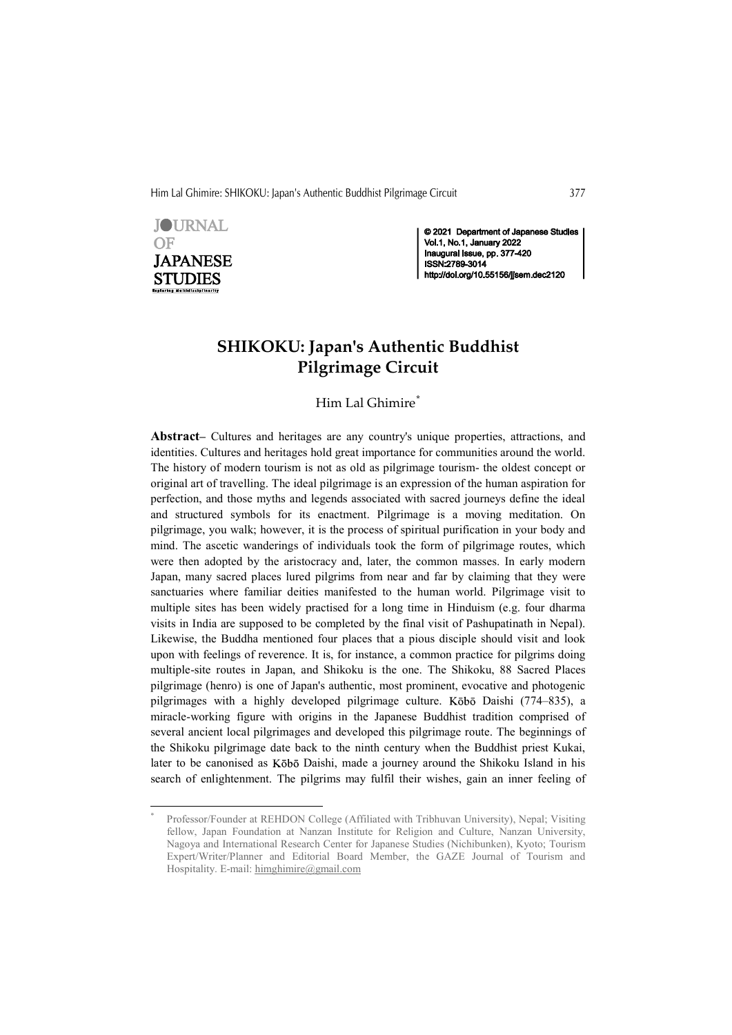JOURNAL OF JAPANESE STUDIES
Exploring Multidisciplinarity

© 2021 Department of Japanese Studies
Vol.1, No.1, January 2022
Inaugural Issue, pp. 377-420
ISSN:2789-3014
http://doi.org/10.55156/jjsem.dec2120

# SHIKOKU: Japan's Authentic Buddhist Pilgrimage Circuit

Him Lal Ghimire*

**Abstract–** Cultures and heritages are any country's unique properties, attractions, and identities. Cultures and heritages hold great importance for communities around the world. The history of modern tourism is not as old as pilgrimage tourism- the oldest concept or original art of travelling. The ideal pilgrimage is an expression of the human aspiration for perfection, and those myths and legends associated with sacred journeys define the ideal and structured symbols for its enactment. Pilgrimage is a moving meditation. On pilgrimage, you walk; however, it is the process of spiritual purification in your body and mind. The ascetic wanderings of individuals took the form of pilgrimage routes, which were then adopted by the aristocracy and, later, the common masses. In early modern Japan, many sacred places lured pilgrims from near and far by claiming that they were sanctuaries where familiar deities manifested to the human world. Pilgrimage visit to multiple sites has been widely practised for a long time in Hinduism (e.g. four dharma visits in India are supposed to be completed by the final visit of Pashupatinath in Nepal). Likewise, the Buddha mentioned four places that a pious disciple should visit and look upon with feelings of reverence. It is, for instance, a common practice for pilgrims doing multiple-site routes in Japan, and Shikoku is the one. The Shikoku, 88 Sacred Places pilgrimage (henro) is one of Japan's authentic, most prominent, evocative and photogenic pilgrimages with a highly developed pilgrimage culture. Kōbō Daishi (774–835), a miracle-working figure with origins in the Japanese Buddhist tradition comprised of several ancient local pilgrimages and developed this pilgrimage route. The beginnings of the Shikoku pilgrimage date back to the ninth century when the Buddhist priest Kukai, later to be canonised as Kōbō Daishi, made a journey around the Shikoku Island in his search of enlightenment. The pilgrims may fulfil their wishes, gain an inner feeling of

---

* Professor/Founder at REHDON College (Affiliated with Tribhuvan University), Nepal; Visiting fellow, Japan Foundation at Nanzan Institute for Religion and Culture, Nanzan University, Nagoya and International Research Center for Japanese Studies (Nichibunken), Kyoto; Tourism Expert/Writer/Planner and Editorial Board Member, the GAZE Journal of Tourism and Hospitality. E-mail: himghimire@gmail.com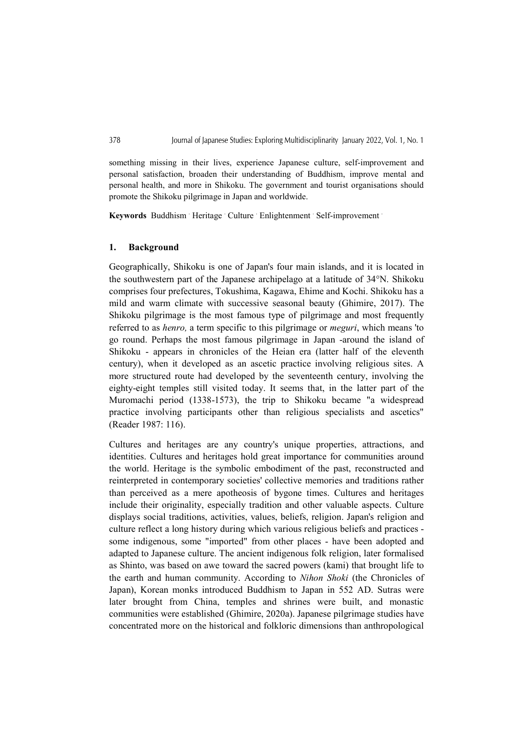something missing in their lives, experience Japanese culture, self-improvement and personal satisfaction, broaden their understanding of Buddhism, improve mental and personal health, and more in Shikoku. The government and tourist organisations should promote the Shikoku pilgrimage in Japan and worldwide.

**Keywords** Buddhism · Heritage · Culture · Enlightenment · Self-improvement ·

## 1. Background

Geographically, Shikoku is one of Japan's four main islands, and it is located in the southwestern part of the Japanese archipelago at a latitude of 34°N. Shikoku comprises four prefectures, Tokushima, Kagawa, Ehime and Kochi. Shikoku has a mild and warm climate with successive seasonal beauty (Ghimire, 2017). The Shikoku pilgrimage is the most famous type of pilgrimage and most frequently referred to as *henro,* a term specific to this pilgrimage or *meguri*, which means 'to go round. Perhaps the most famous pilgrimage in Japan -around the island of Shikoku - appears in chronicles of the Heian era (latter half of the eleventh century), when it developed as an ascetic practice involving religious sites. A more structured route had developed by the seventeenth century, involving the eighty-eight temples still visited today. It seems that, in the latter part of the Muromachi period (1338-1573), the trip to Shikoku became "a widespread practice involving participants other than religious specialists and ascetics" (Reader 1987: 116).

Cultures and heritages are any country's unique properties, attractions, and identities. Cultures and heritages hold great importance for communities around the world. Heritage is the symbolic embodiment of the past, reconstructed and reinterpreted in contemporary societies' collective memories and traditions rather than perceived as a mere apotheosis of bygone times. Cultures and heritages include their originality, especially tradition and other valuable aspects. Culture displays social traditions, activities, values, beliefs, religion. Japan's religion and culture reflect a long history during which various religious beliefs and practices - some indigenous, some "imported" from other places - have been adopted and adapted to Japanese culture. The ancient indigenous folk religion, later formalised as Shinto, was based on awe toward the sacred powers (kami) that brought life to the earth and human community. According to *Nihon Shoki* (the Chronicles of Japan), Korean monks introduced Buddhism to Japan in 552 AD. Sutras were later brought from China, temples and shrines were built, and monastic communities were established (Ghimire, 2020a). Japanese pilgrimage studies have concentrated more on the historical and folkloric dimensions than anthropological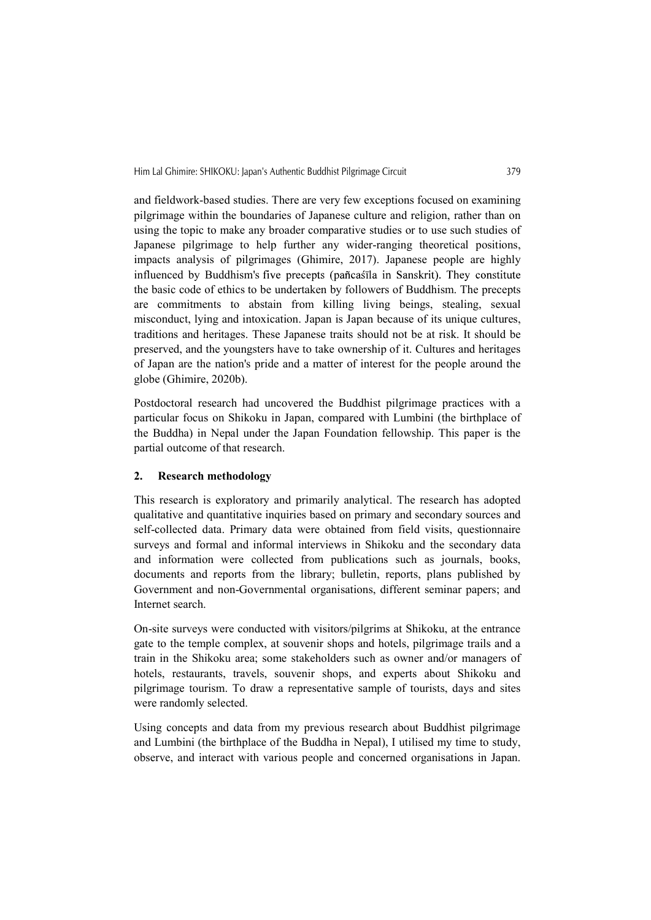and fieldwork-based studies. There are very few exceptions focused on examining pilgrimage within the boundaries of Japanese culture and religion, rather than on using the topic to make any broader comparative studies or to use such studies of Japanese pilgrimage to help further any wider-ranging theoretical positions, impacts analysis of pilgrimages (Ghimire, 2017). Japanese people are highly influenced by Buddhism's five precepts (pañcaśīla in Sanskrit). They constitute the basic code of ethics to be undertaken by followers of Buddhism. The precepts are commitments to abstain from killing living beings, stealing, sexual misconduct, lying and intoxication. Japan is Japan because of its unique cultures, traditions and heritages. These Japanese traits should not be at risk. It should be preserved, and the youngsters have to take ownership of it. Cultures and heritages of Japan are the nation's pride and a matter of interest for the people around the globe (Ghimire, 2020b).

Postdoctoral research had uncovered the Buddhist pilgrimage practices with a particular focus on Shikoku in Japan, compared with Lumbini (the birthplace of the Buddha) in Nepal under the Japan Foundation fellowship. This paper is the partial outcome of that research.

## 2. Research methodology

This research is exploratory and primarily analytical. The research has adopted qualitative and quantitative inquiries based on primary and secondary sources and self-collected data. Primary data were obtained from field visits, questionnaire surveys and formal and informal interviews in Shikoku and the secondary data and information were collected from publications such as journals, books, documents and reports from the library; bulletin, reports, plans published by Government and non-Governmental organisations, different seminar papers; and Internet search.

On-site surveys were conducted with visitors/pilgrims at Shikoku, at the entrance gate to the temple complex, at souvenir shops and hotels, pilgrimage trails and a train in the Shikoku area; some stakeholders such as owner and/or managers of hotels, restaurants, travels, souvenir shops, and experts about Shikoku and pilgrimage tourism. To draw a representative sample of tourists, days and sites were randomly selected.

Using concepts and data from my previous research about Buddhist pilgrimage and Lumbini (the birthplace of the Buddha in Nepal), I utilised my time to study, observe, and interact with various people and concerned organisations in Japan.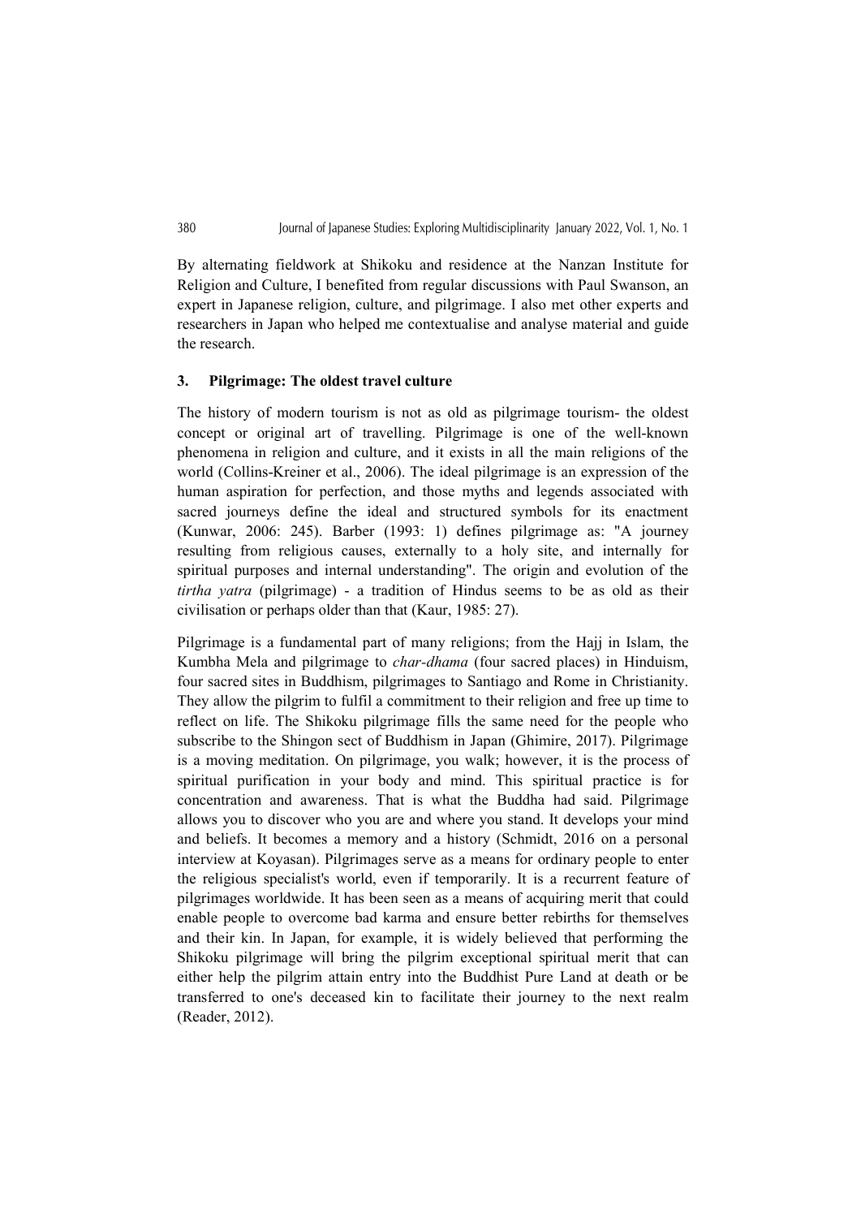By alternating fieldwork at Shikoku and residence at the Nanzan Institute for Religion and Culture, I benefited from regular discussions with Paul Swanson, an expert in Japanese religion, culture, and pilgrimage. I also met other experts and researchers in Japan who helped me contextualise and analyse material and guide the research.

## 3. Pilgrimage: The oldest travel culture

The history of modern tourism is not as old as pilgrimage tourism- the oldest concept or original art of travelling. Pilgrimage is one of the well-known phenomena in religion and culture, and it exists in all the main religions of the world (Collins-Kreiner et al., 2006). The ideal pilgrimage is an expression of the human aspiration for perfection, and those myths and legends associated with sacred journeys define the ideal and structured symbols for its enactment (Kunwar, 2006: 245). Barber (1993: 1) defines pilgrimage as: "A journey resulting from religious causes, externally to a holy site, and internally for spiritual purposes and internal understanding". The origin and evolution of the *tirtha yatra* (pilgrimage) - a tradition of Hindus seems to be as old as their civilisation or perhaps older than that (Kaur, 1985: 27).

Pilgrimage is a fundamental part of many religions; from the Hajj in Islam, the Kumbha Mela and pilgrimage to *char-dhama* (four sacred places) in Hinduism, four sacred sites in Buddhism, pilgrimages to Santiago and Rome in Christianity. They allow the pilgrim to fulfil a commitment to their religion and free up time to reflect on life. The Shikoku pilgrimage fills the same need for the people who subscribe to the Shingon sect of Buddhism in Japan (Ghimire, 2017). Pilgrimage is a moving meditation. On pilgrimage, you walk; however, it is the process of spiritual purification in your body and mind. This spiritual practice is for concentration and awareness. That is what the Buddha had said. Pilgrimage allows you to discover who you are and where you stand. It develops your mind and beliefs. It becomes a memory and a history (Schmidt, 2016 on a personal interview at Koyasan). Pilgrimages serve as a means for ordinary people to enter the religious specialist's world, even if temporarily. It is a recurrent feature of pilgrimages worldwide. It has been seen as a means of acquiring merit that could enable people to overcome bad karma and ensure better rebirths for themselves and their kin. In Japan, for example, it is widely believed that performing the Shikoku pilgrimage will bring the pilgrim exceptional spiritual merit that can either help the pilgrim attain entry into the Buddhist Pure Land at death or be transferred to one's deceased kin to facilitate their journey to the next realm (Reader, 2012).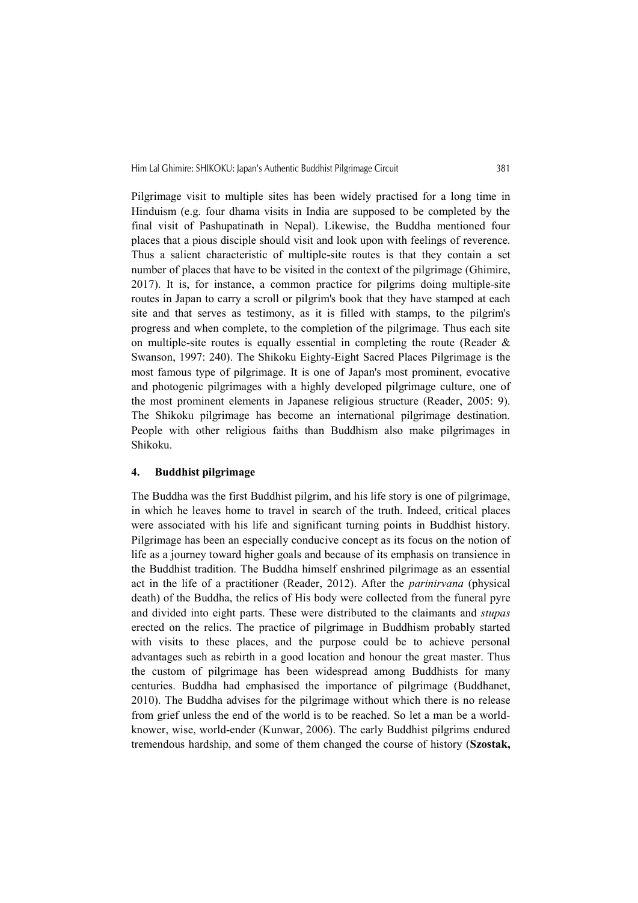Pilgrimage visit to multiple sites has been widely practised for a long time in Hinduism (e.g. four dhama visits in India are supposed to be completed by the final visit of Pashupatinath in Nepal). Likewise, the Buddha mentioned four places that a pious disciple should visit and look upon with feelings of reverence. Thus a salient characteristic of multiple-site routes is that they contain a set number of places that have to be visited in the context of the pilgrimage (Ghimire, 2017). It is, for instance, a common practice for pilgrims doing multiple-site routes in Japan to carry a scroll or pilgrim's book that they have stamped at each site and that serves as testimony, as it is filled with stamps, to the pilgrim's progress and when complete, to the completion of the pilgrimage. Thus each site on multiple-site routes is equally essential in completing the route (Reader & Swanson, 1997: 240). The Shikoku Eighty-Eight Sacred Places Pilgrimage is the most famous type of pilgrimage. It is one of Japan's most prominent, evocative and photogenic pilgrimages with a highly developed pilgrimage culture, one of the most prominent elements in Japanese religious structure (Reader, 2005: 9). The Shikoku pilgrimage has become an international pilgrimage destination. People with other religious faiths than Buddhism also make pilgrimages in Shikoku.

## 4. Buddhist pilgrimage

The Buddha was the first Buddhist pilgrim, and his life story is one of pilgrimage, in which he leaves home to travel in search of the truth. Indeed, critical places were associated with his life and significant turning points in Buddhist history. Pilgrimage has been an especially conducive concept as its focus on the notion of life as a journey toward higher goals and because of its emphasis on transience in the Buddhist tradition. The Buddha himself enshrined pilgrimage as an essential act in the life of a practitioner (Reader, 2012). After the *parinirvana* (physical death) of the Buddha, the relics of His body were collected from the funeral pyre and divided into eight parts. These were distributed to the claimants and *stupas* erected on the relics. The practice of pilgrimage in Buddhism probably started with visits to these places, and the purpose could be to achieve personal advantages such as rebirth in a good location and honour the great master. Thus the custom of pilgrimage has been widespread among Buddhists for many centuries. Buddha had emphasised the importance of pilgrimage (Buddhanet, 2010). The Buddha advises for the pilgrimage without which there is no release from grief unless the end of the world is to be reached. So let a man be a world-knower, wise, world-ender (Kunwar, 2006). The early Buddhist pilgrims endured tremendous hardship, and some of them changed the course of history (**Szostak,**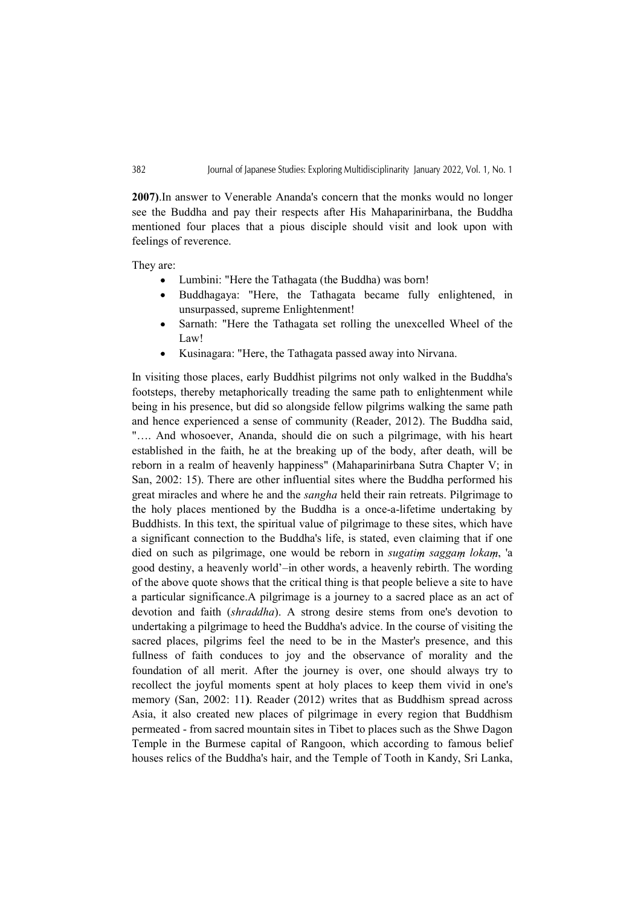**2007)**.In answer to Venerable Ananda's concern that the monks would no longer see the Buddha and pay their respects after His Mahaparinirbana, the Buddha mentioned four places that a pious disciple should visit and look upon with feelings of reverence.

They are:

- Lumbini: "Here the Tathagata (the Buddha) was born!
- Buddhagaya: "Here, the Tathagata became fully enlightened, in unsurpassed, supreme Enlightenment!
- Sarnath: "Here the Tathagata set rolling the unexcelled Wheel of the Law!
- Kusinagara: "Here, the Tathagata passed away into Nirvana.

In visiting those places, early Buddhist pilgrims not only walked in the Buddha's footsteps, thereby metaphorically treading the same path to enlightenment while being in his presence, but did so alongside fellow pilgrims walking the same path and hence experienced a sense of community (Reader, 2012). The Buddha said, "…. And whosoever, Ananda, should die on such a pilgrimage, with his heart established in the faith, he at the breaking up of the body, after death, will be reborn in a realm of heavenly happiness" (Mahaparinirbana Sutra Chapter V; in San, 2002: 15). There are other influential sites where the Buddha performed his great miracles and where he and the *sangha* held their rain retreats. Pilgrimage to the holy places mentioned by the Buddha is a once-a-lifetime undertaking by Buddhists. In this text, the spiritual value of pilgrimage to these sites, which have a significant connection to the Buddha's life, is stated, even claiming that if one died on such as pilgrimage, one would be reborn in *sugatiṃ saggaṃ lokaṃ*, 'a good destiny, a heavenly world'–in other words, a heavenly rebirth. The wording of the above quote shows that the critical thing is that people believe a site to have a particular significance.A pilgrimage is a journey to a sacred place as an act of devotion and faith (*shraddha*). A strong desire stems from one's devotion to undertaking a pilgrimage to heed the Buddha's advice. In the course of visiting the sacred places, pilgrims feel the need to be in the Master's presence, and this fullness of faith conduces to joy and the observance of morality and the foundation of all merit. After the journey is over, one should always try to recollect the joyful moments spent at holy places to keep them vivid in one's memory (San, 2002: 11**)**. Reader (2012) writes that as Buddhism spread across Asia, it also created new places of pilgrimage in every region that Buddhism permeated - from sacred mountain sites in Tibet to places such as the Shwe Dagon Temple in the Burmese capital of Rangoon, which according to famous belief houses relics of the Buddha's hair, and the Temple of Tooth in Kandy, Sri Lanka,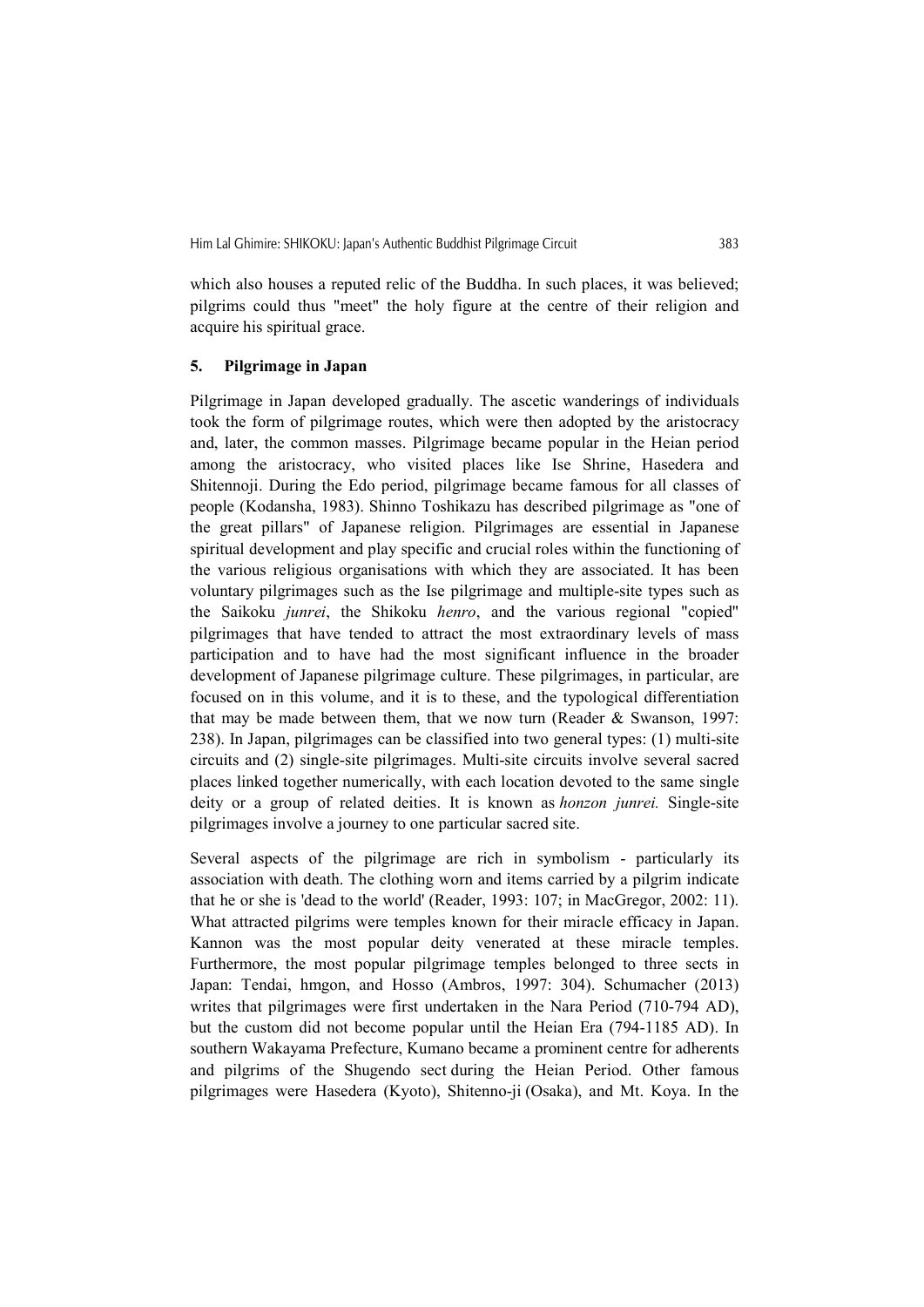which also houses a reputed relic of the Buddha. In such places, it was believed; pilgrims could thus "meet" the holy figure at the centre of their religion and acquire his spiritual grace.

## 5. Pilgrimage in Japan

Pilgrimage in Japan developed gradually. The ascetic wanderings of individuals took the form of pilgrimage routes, which were then adopted by the aristocracy and, later, the common masses. Pilgrimage became popular in the Heian period among the aristocracy, who visited places like Ise Shrine, Hasedera and Shitennoji. During the Edo period, pilgrimage became famous for all classes of people (Kodansha, 1983). Shinno Toshikazu has described pilgrimage as "one of the great pillars" of Japanese religion. Pilgrimages are essential in Japanese spiritual development and play specific and crucial roles within the functioning of the various religious organisations with which they are associated. It has been voluntary pilgrimages such as the Ise pilgrimage and multiple-site types such as the Saikoku *junrei*, the Shikoku *henro*, and the various regional "copied" pilgrimages that have tended to attract the most extraordinary levels of mass participation and to have had the most significant influence in the broader development of Japanese pilgrimage culture. These pilgrimages, in particular, are focused on in this volume, and it is to these, and the typological differentiation that may be made between them, that we now turn (Reader & Swanson, 1997: 238). In Japan, pilgrimages can be classified into two general types: (1) multi-site circuits and (2) single-site pilgrimages. Multi-site circuits involve several sacred places linked together numerically, with each location devoted to the same single deity or a group of related deities. It is known as *honzon junrei.* Single-site pilgrimages involve a journey to one particular sacred site.

Several aspects of the pilgrimage are rich in symbolism - particularly its association with death. The clothing worn and items carried by a pilgrim indicate that he or she is 'dead to the world' (Reader, 1993: 107; in MacGregor, 2002: 11). What attracted pilgrims were temples known for their miracle efficacy in Japan. Kannon was the most popular deity venerated at these miracle temples. Furthermore, the most popular pilgrimage temples belonged to three sects in Japan: Tendai, hmgon, and Hosso (Ambros, 1997: 304). Schumacher (2013) writes that pilgrimages were first undertaken in the Nara Period (710-794 AD), but the custom did not become popular until the Heian Era (794-1185 AD). In southern Wakayama Prefecture, Kumano became a prominent centre for adherents and pilgrims of the Shugendo sect during the Heian Period. Other famous pilgrimages were Hasedera (Kyoto), Shitenno-ji (Osaka), and Mt. Koya. In the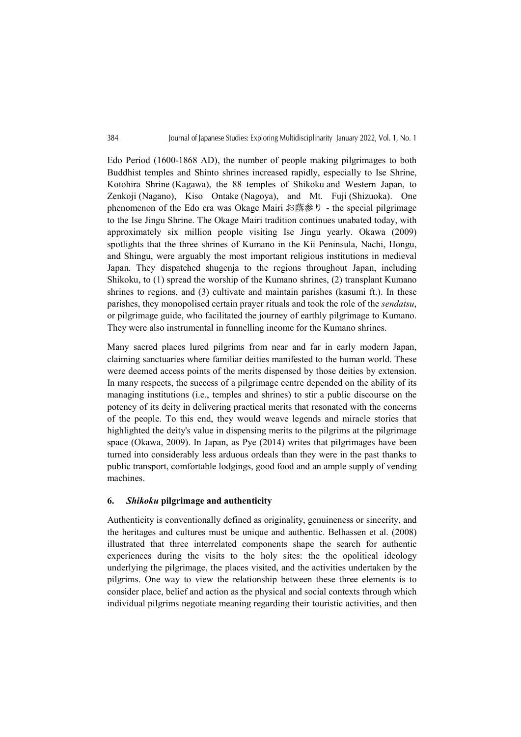Edo Period (1600-1868 AD), the number of people making pilgrimages to both Buddhist temples and Shinto shrines increased rapidly, especially to Ise Shrine, Kotohira Shrine (Kagawa), the 88 temples of Shikoku and Western Japan, to Zenkoji (Nagano), Kiso Ontake (Nagoya), and Mt. Fuji (Shizuoka). One phenomenon of the Edo era was Okage Mairi お蔭参り - the special pilgrimage to the Ise Jingu Shrine. The Okage Mairi tradition continues unabated today, with approximately six million people visiting Ise Jingu yearly. Okawa (2009) spotlights that the three shrines of Kumano in the Kii Peninsula, Nachi, Hongu, and Shingu, were arguably the most important religious institutions in medieval Japan. They dispatched shugenja to the regions throughout Japan, including Shikoku, to (1) spread the worship of the Kumano shrines, (2) transplant Kumano shrines to regions, and (3) cultivate and maintain parishes (kasumi ft.). In these parishes, they monopolised certain prayer rituals and took the role of the *sendatsu*, or pilgrimage guide, who facilitated the journey of earthly pilgrimage to Kumano. They were also instrumental in funnelling income for the Kumano shrines.

Many sacred places lured pilgrims from near and far in early modern Japan, claiming sanctuaries where familiar deities manifested to the human world. These were deemed access points of the merits dispensed by those deities by extension. In many respects, the success of a pilgrimage centre depended on the ability of its managing institutions (i.e., temples and shrines) to stir a public discourse on the potency of its deity in delivering practical merits that resonated with the concerns of the people. To this end, they would weave legends and miracle stories that highlighted the deity's value in dispensing merits to the pilgrims at the pilgrimage space (Okawa, 2009). In Japan, as Pye (2014) writes that pilgrimages have been turned into considerably less arduous ordeals than they were in the past thanks to public transport, comfortable lodgings, good food and an ample supply of vending machines.

## 6. *Shikoku* pilgrimage and authenticity

Authenticity is conventionally defined as originality, genuineness or sincerity, and the heritages and cultures must be unique and authentic. Belhassen et al. (2008) illustrated that three interrelated components shape the search for authentic experiences during the visits to the holy sites: the the opolitical ideology underlying the pilgrimage, the places visited, and the activities undertaken by the pilgrims. One way to view the relationship between these three elements is to consider place, belief and action as the physical and social contexts through which individual pilgrims negotiate meaning regarding their touristic activities, and then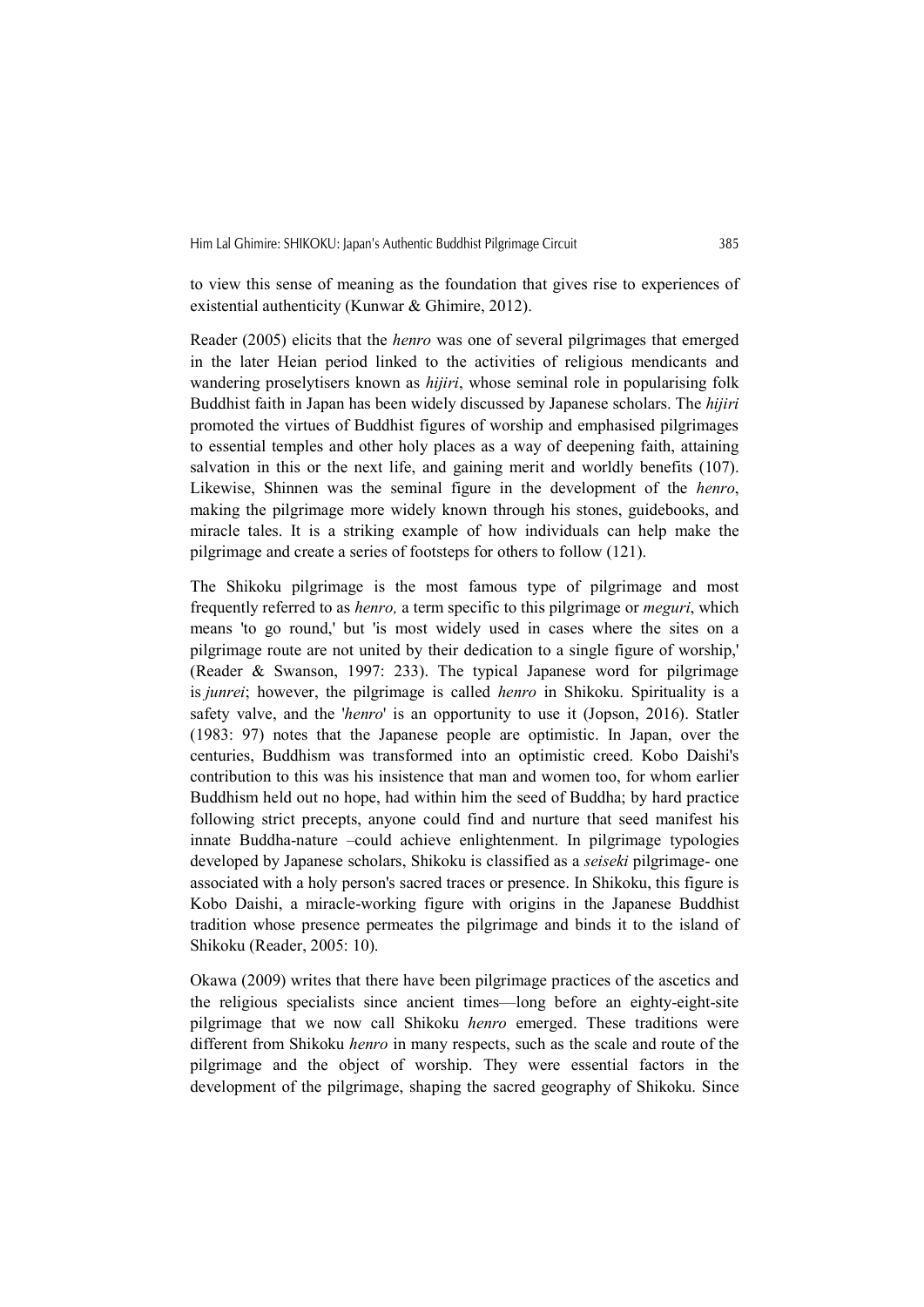to view this sense of meaning as the foundation that gives rise to experiences of existential authenticity (Kunwar & Ghimire, 2012).

Reader (2005) elicits that the *henro* was one of several pilgrimages that emerged in the later Heian period linked to the activities of religious mendicants and wandering proselytisers known as *hijiri*, whose seminal role in popularising folk Buddhist faith in Japan has been widely discussed by Japanese scholars. The *hijiri* promoted the virtues of Buddhist figures of worship and emphasised pilgrimages to essential temples and other holy places as a way of deepening faith, attaining salvation in this or the next life, and gaining merit and worldly benefits (107). Likewise, Shinnen was the seminal figure in the development of the *henro*, making the pilgrimage more widely known through his stones, guidebooks, and miracle tales. It is a striking example of how individuals can help make the pilgrimage and create a series of footsteps for others to follow (121).

The Shikoku pilgrimage is the most famous type of pilgrimage and most frequently referred to as *henro,* a term specific to this pilgrimage or *meguri*, which means 'to go round,' but 'is most widely used in cases where the sites on a pilgrimage route are not united by their dedication to a single figure of worship,' (Reader & Swanson, 1997: 233). The typical Japanese word for pilgrimage is *junrei*; however, the pilgrimage is called *henro* in Shikoku. Spirituality is a safety valve, and the '*henro*' is an opportunity to use it (Jopson, 2016). Statler (1983: 97) notes that the Japanese people are optimistic. In Japan, over the centuries, Buddhism was transformed into an optimistic creed. Kobo Daishi's contribution to this was his insistence that man and women too, for whom earlier Buddhism held out no hope, had within him the seed of Buddha; by hard practice following strict precepts, anyone could find and nurture that seed manifest his innate Buddha-nature –could achieve enlightenment. In pilgrimage typologies developed by Japanese scholars, Shikoku is classified as a *seiseki* pilgrimage- one associated with a holy person's sacred traces or presence. In Shikoku, this figure is Kobo Daishi, a miracle-working figure with origins in the Japanese Buddhist tradition whose presence permeates the pilgrimage and binds it to the island of Shikoku (Reader, 2005: 10).

Okawa (2009) writes that there have been pilgrimage practices of the ascetics and the religious specialists since ancient times—long before an eighty-eight-site pilgrimage that we now call Shikoku *henro* emerged. These traditions were different from Shikoku *henro* in many respects, such as the scale and route of the pilgrimage and the object of worship. They were essential factors in the development of the pilgrimage, shaping the sacred geography of Shikoku. Since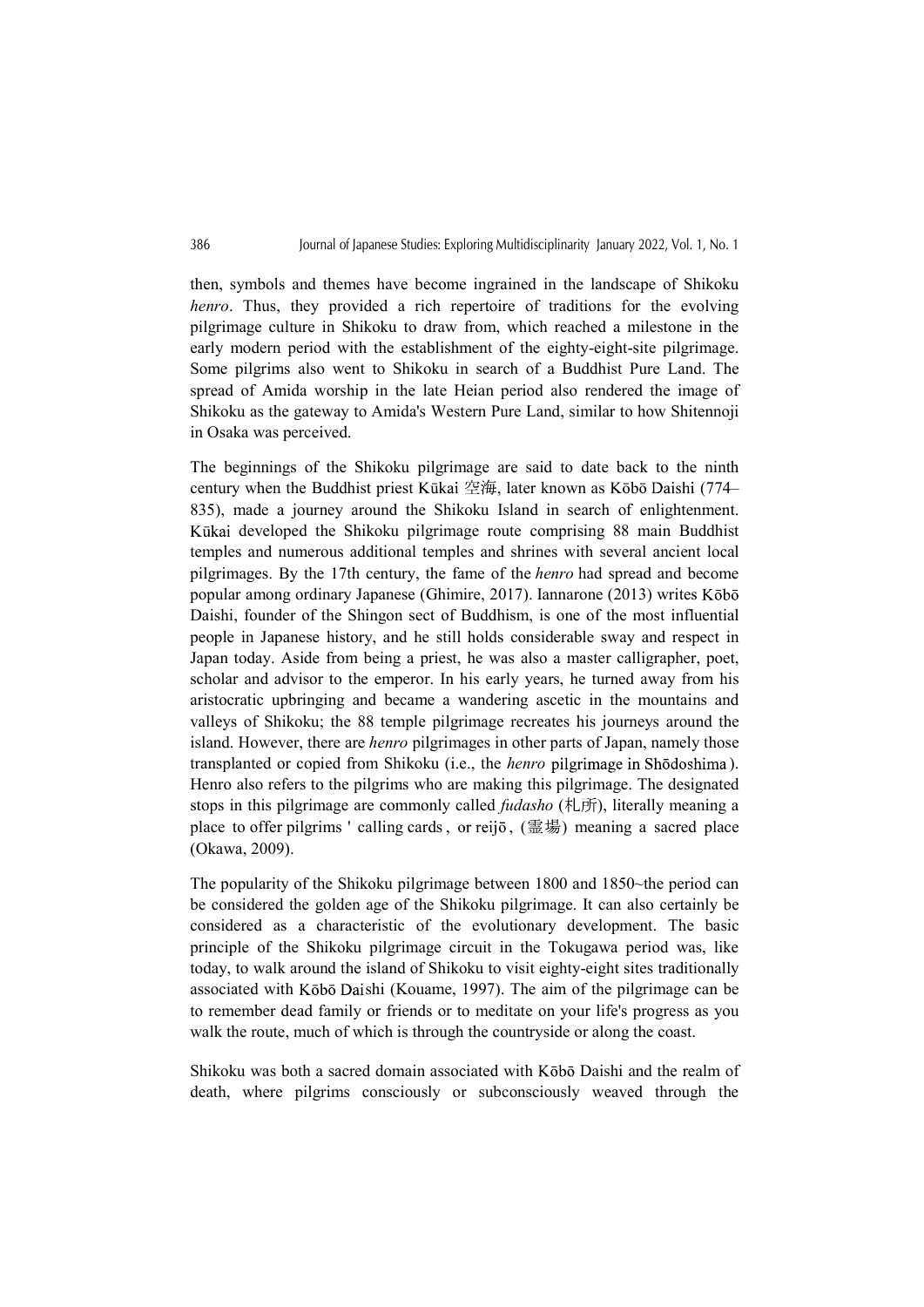then, symbols and themes have become ingrained in the landscape of Shikoku *henro*. Thus, they provided a rich repertoire of traditions for the evolving pilgrimage culture in Shikoku to draw from, which reached a milestone in the early modern period with the establishment of the eighty-eight-site pilgrimage. Some pilgrims also went to Shikoku in search of a Buddhist Pure Land. The spread of Amida worship in the late Heian period also rendered the image of Shikoku as the gateway to Amida's Western Pure Land, similar to how Shitennoji in Osaka was perceived.

The beginnings of the Shikoku pilgrimage are said to date back to the ninth century when the Buddhist priest Kūkai 空海, later known as Kōbō Daishi (774–835), made a journey around the Shikoku Island in search of enlightenment. Kūkai developed the Shikoku pilgrimage route comprising 88 main Buddhist temples and numerous additional temples and shrines with several ancient local pilgrimages. By the 17th century, the fame of the *henro* had spread and become popular among ordinary Japanese (Ghimire, 2017). Iannarone (2013) writes Kōbō Daishi, founder of the Shingon sect of Buddhism, is one of the most influential people in Japanese history, and he still holds considerable sway and respect in Japan today. Aside from being a priest, he was also a master calligrapher, poet, scholar and advisor to the emperor. In his early years, he turned away from his aristocratic upbringing and became a wandering ascetic in the mountains and valleys of Shikoku; the 88 temple pilgrimage recreates his journeys around the island. However, there are *henro* pilgrimages in other parts of Japan, namely those transplanted or copied from Shikoku (i.e., the *henro* pilgrimage in Shōdoshima ). Henro also refers to the pilgrims who are making this pilgrimage. The designated stops in this pilgrimage are commonly called *fudasho* (札所), literally meaning a place to offer pilgrims ' calling cards , or reijō , (霊場) meaning a sacred place (Okawa, 2009).

The popularity of the Shikoku pilgrimage between 1800 and 1850~the period can be considered the golden age of the Shikoku pilgrimage. It can also certainly be considered as a characteristic of the evolutionary development. The basic principle of the Shikoku pilgrimage circuit in the Tokugawa period was, like today, to walk around the island of Shikoku to visit eighty-eight sites traditionally associated with Kōbō Daishi (Kouame, 1997). The aim of the pilgrimage can be to remember dead family or friends or to meditate on your life's progress as you walk the route, much of which is through the countryside or along the coast.

Shikoku was both a sacred domain associated with Kōbō Daishi and the realm of death, where pilgrims consciously or subconsciously weaved through the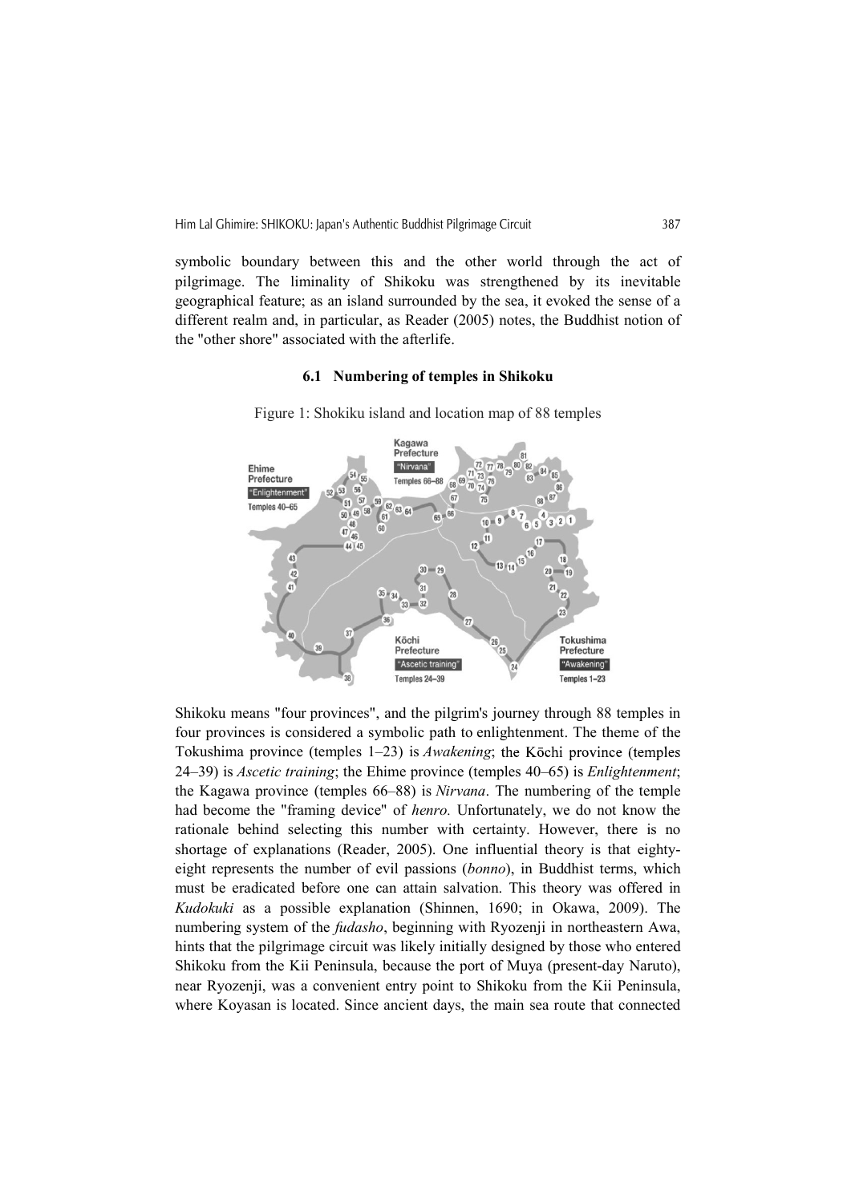symbolic boundary between this and the other world through the act of pilgrimage. The liminality of Shikoku was strengthened by its inevitable geographical feature; as an island surrounded by the sea, it evoked the sense of a different realm and, in particular, as Reader (2005) notes, the Buddhist notion of the "other shore" associated with the afterlife.

### 6.1 Numbering of temples in Shikoku

Figure 1: Shokiku island and location map of 88 temples

Shikoku means "four provinces", and the pilgrim's journey through 88 temples in four provinces is considered a symbolic path to enlightenment. The theme of the Tokushima province (temples 1–23) is *Awakening*; the Kōchi province (temples 24–39) is *Ascetic training*; the Ehime province (temples 40–65) is *Enlightenment*; the Kagawa province (temples 66–88) is *Nirvana*. The numbering of the temple had become the "framing device" of *henro.* Unfortunately, we do not know the rationale behind selecting this number with certainty. However, there is no shortage of explanations (Reader, 2005). One influential theory is that eighty-eight represents the number of evil passions (*bonno*), in Buddhist terms, which must be eradicated before one can attain salvation. This theory was offered in *Kudokuki* as a possible explanation (Shinnen, 1690; in Okawa, 2009). The numbering system of the *fudasho*, beginning with Ryozenji in northeastern Awa, hints that the pilgrimage circuit was likely initially designed by those who entered Shikoku from the Kii Peninsula, because the port of Muya (present-day Naruto), near Ryozenji, was a convenient entry point to Shikoku from the Kii Peninsula, where Koyasan is located. Since ancient days, the main sea route that connected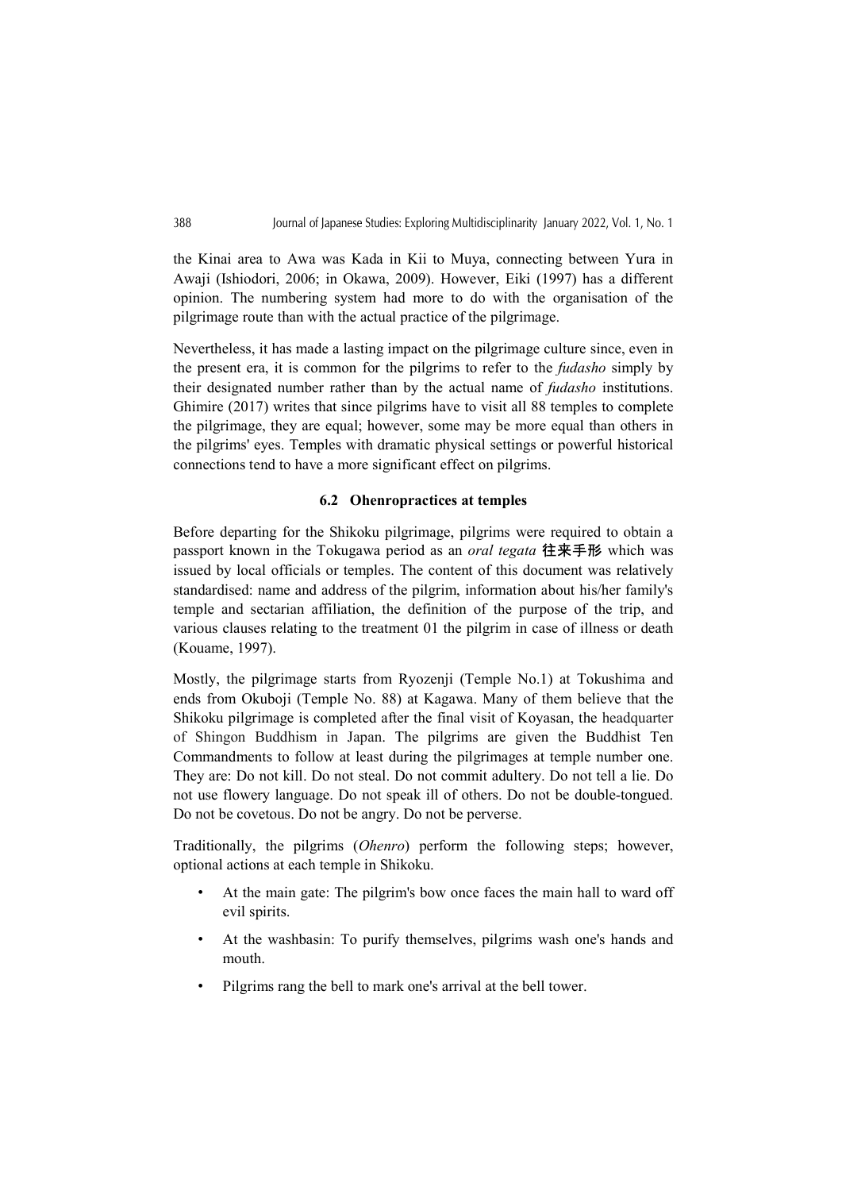the Kinai area to Awa was Kada in Kii to Muya, connecting between Yura in Awaji (Ishiodori, 2006; in Okawa, 2009). However, Eiki (1997) has a different opinion. The numbering system had more to do with the organisation of the pilgrimage route than with the actual practice of the pilgrimage.

Nevertheless, it has made a lasting impact on the pilgrimage culture since, even in the present era, it is common for the pilgrims to refer to the *fudasho* simply by their designated number rather than by the actual name of *fudasho* institutions. Ghimire (2017) writes that since pilgrims have to visit all 88 temples to complete the pilgrimage, they are equal; however, some may be more equal than others in the pilgrims' eyes. Temples with dramatic physical settings or powerful historical connections tend to have a more significant effect on pilgrims.

### 6.2 Ohenropractices at temples

Before departing for the Shikoku pilgrimage, pilgrims were required to obtain a passport known in the Tokugawa period as an *oral tegata* **往来手形** which was issued by local officials or temples. The content of this document was relatively standardised: name and address of the pilgrim, information about his/her family's temple and sectarian affiliation, the definition of the purpose of the trip, and various clauses relating to the treatment 01 the pilgrim in case of illness or death (Kouame, 1997).

Mostly, the pilgrimage starts from Ryozenji (Temple No.1) at Tokushima and ends from Okuboji (Temple No. 88) at Kagawa. Many of them believe that the Shikoku pilgrimage is completed after the final visit of Koyasan, the headquarter of Shingon Buddhism in Japan. The pilgrims are given the Buddhist Ten Commandments to follow at least during the pilgrimages at temple number one. They are: Do not kill. Do not steal. Do not commit adultery. Do not tell a lie. Do not use flowery language. Do not speak ill of others. Do not be double-tongued. Do not be covetous. Do not be angry. Do not be perverse.

Traditionally, the pilgrims (*Ohenro*) perform the following steps; however, optional actions at each temple in Shikoku.

- At the main gate: The pilgrim's bow once faces the main hall to ward off evil spirits.
- At the washbasin: To purify themselves, pilgrims wash one's hands and mouth.
- Pilgrims rang the bell to mark one's arrival at the bell tower.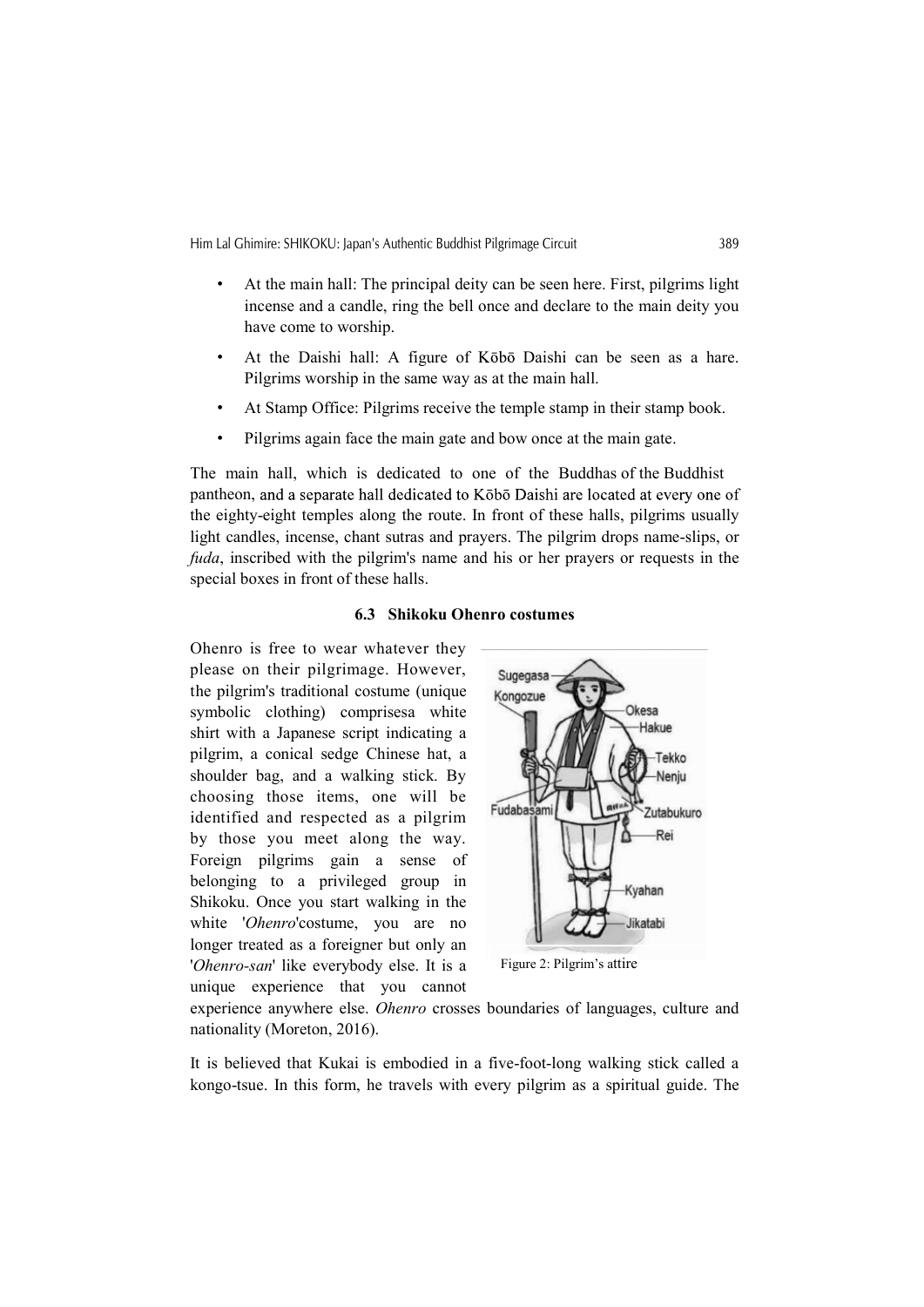- At the main hall: The principal deity can be seen here. First, pilgrims light incense and a candle, ring the bell once and declare to the main deity you have come to worship.
- At the Daishi hall: A figure of Kōbō Daishi can be seen as a hare. Pilgrims worship in the same way as at the main hall.
- At Stamp Office: Pilgrims receive the temple stamp in their stamp book.
- Pilgrims again face the main gate and bow once at the main gate.

The main hall, which is dedicated to one of the Buddhas of the Buddhist pantheon, and a separate hall dedicated to Kōbō Daishi are located at every one of the eighty-eight temples along the route. In front of these halls, pilgrims usually light candles, incense, chant sutras and prayers. The pilgrim drops name-slips, or *fuda*, inscribed with the pilgrim's name and his or her prayers or requests in the special boxes in front of these halls.

### 6.3 Shikoku Ohenro costumes

Ohenro is free to wear whatever they please on their pilgrimage. However, the pilgrim's traditional costume (unique symbolic clothing) comprisesa white shirt with a Japanese script indicating a pilgrim, a conical sedge Chinese hat, a shoulder bag, and a walking stick. By choosing those items, one will be identified and respected as a pilgrim by those you meet along the way. Foreign pilgrims gain a sense of belonging to a privileged group in Shikoku. Once you start walking in the white '*Ohenro*'costume, you are no longer treated as a foreigner but only an '*Ohenro-san*' like everybody else. It is a unique experience that you cannot experience anywhere else. *Ohenro* crosses boundaries of languages, culture and nationality (Moreton, 2016).

Sugegasa, Kongozue, Okesa, Hakue, Tekko, Nenju, Fudabasami, Zutabukuro, Rei, Kyahan, Jikatabi

Figure 2: Pilgrim's attire

It is believed that Kukai is embodied in a five-foot-long walking stick called a kongo-tsue. In this form, he travels with every pilgrim as a spiritual guide. The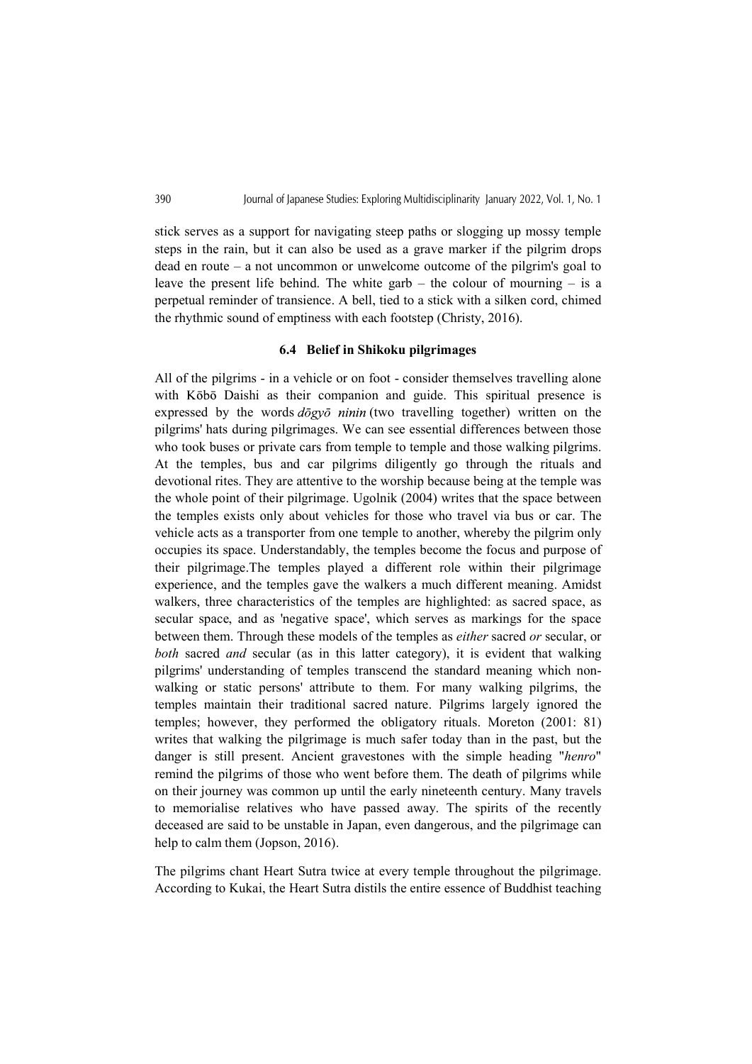stick serves as a support for navigating steep paths or slogging up mossy temple steps in the rain, but it can also be used as a grave marker if the pilgrim drops dead en route – a not uncommon or unwelcome outcome of the pilgrim's goal to leave the present life behind. The white garb – the colour of mourning – is a perpetual reminder of transience. A bell, tied to a stick with a silken cord, chimed the rhythmic sound of emptiness with each footstep (Christy, 2016).

### 6.4 Belief in Shikoku pilgrimages

All of the pilgrims - in a vehicle or on foot - consider themselves travelling alone with Kōbō Daishi as their companion and guide. This spiritual presence is expressed by the words *dōgyō ninin* (two travelling together) written on the pilgrims' hats during pilgrimages. We can see essential differences between those who took buses or private cars from temple to temple and those walking pilgrims. At the temples, bus and car pilgrims diligently go through the rituals and devotional rites. They are attentive to the worship because being at the temple was the whole point of their pilgrimage. Ugolnik (2004) writes that the space between the temples exists only about vehicles for those who travel via bus or car. The vehicle acts as a transporter from one temple to another, whereby the pilgrim only occupies its space. Understandably, the temples become the focus and purpose of their pilgrimage.The temples played a different role within their pilgrimage experience, and the temples gave the walkers a much different meaning. Amidst walkers, three characteristics of the temples are highlighted: as sacred space, as secular space, and as 'negative space', which serves as markings for the space between them. Through these models of the temples as *either* sacred *or* secular, or *both* sacred *and* secular (as in this latter category), it is evident that walking pilgrims' understanding of temples transcend the standard meaning which non-walking or static persons' attribute to them. For many walking pilgrims, the temples maintain their traditional sacred nature. Pilgrims largely ignored the temples; however, they performed the obligatory rituals. Moreton (2001: 81) writes that walking the pilgrimage is much safer today than in the past, but the danger is still present. Ancient gravestones with the simple heading "*henro*" remind the pilgrims of those who went before them. The death of pilgrims while on their journey was common up until the early nineteenth century. Many travels to memorialise relatives who have passed away. The spirits of the recently deceased are said to be unstable in Japan, even dangerous, and the pilgrimage can help to calm them (Jopson, 2016).

The pilgrims chant Heart Sutra twice at every temple throughout the pilgrimage. According to Kukai, the Heart Sutra distils the entire essence of Buddhist teaching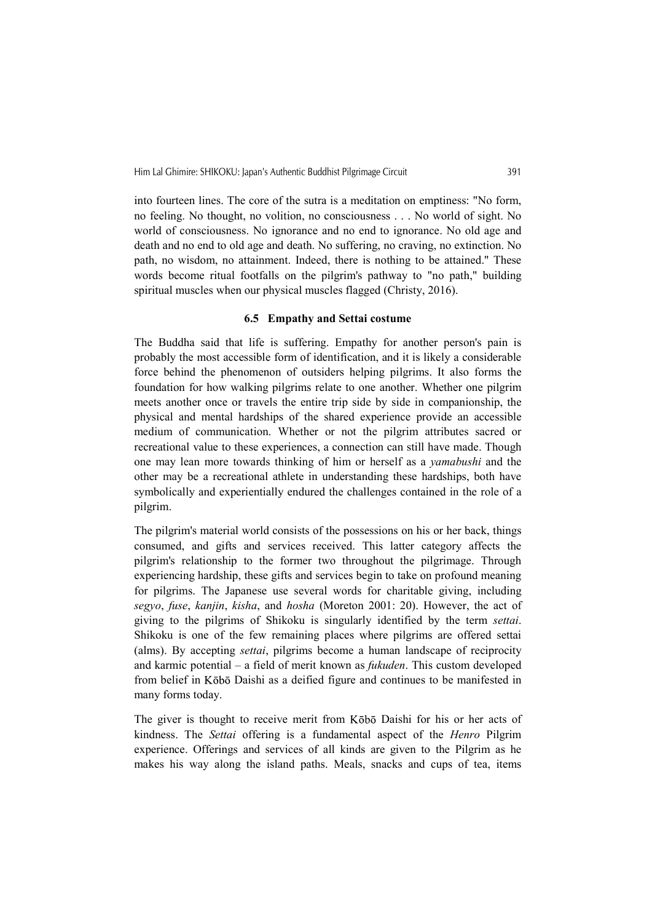into fourteen lines. The core of the sutra is a meditation on emptiness: "No form, no feeling. No thought, no volition, no consciousness . . . No world of sight. No world of consciousness. No ignorance and no end to ignorance. No old age and death and no end to old age and death. No suffering, no craving, no extinction. No path, no wisdom, no attainment. Indeed, there is nothing to be attained." These words become ritual footfalls on the pilgrim's pathway to "no path," building spiritual muscles when our physical muscles flagged (Christy, 2016).

### 6.5 Empathy and Settai costume

The Buddha said that life is suffering. Empathy for another person's pain is probably the most accessible form of identification, and it is likely a considerable force behind the phenomenon of outsiders helping pilgrims. It also forms the foundation for how walking pilgrims relate to one another. Whether one pilgrim meets another once or travels the entire trip side by side in companionship, the physical and mental hardships of the shared experience provide an accessible medium of communication. Whether or not the pilgrim attributes sacred or recreational value to these experiences, a connection can still have made. Though one may lean more towards thinking of him or herself as a *yamabushi* and the other may be a recreational athlete in understanding these hardships, both have symbolically and experientially endured the challenges contained in the role of a pilgrim.

The pilgrim's material world consists of the possessions on his or her back, things consumed, and gifts and services received. This latter category affects the pilgrim's relationship to the former two throughout the pilgrimage. Through experiencing hardship, these gifts and services begin to take on profound meaning for pilgrims. The Japanese use several words for charitable giving, including *segyo*, *fuse*, *kanjin*, *kisha*, and *hosha* (Moreton 2001: 20). However, the act of giving to the pilgrims of Shikoku is singularly identified by the term *settai*. Shikoku is one of the few remaining places where pilgrims are offered settai (alms). By accepting *settai*, pilgrims become a human landscape of reciprocity and karmic potential – a field of merit known as *fukuden*. This custom developed from belief in Kōbō Daishi as a deified figure and continues to be manifested in many forms today.

The giver is thought to receive merit from Kōbō Daishi for his or her acts of kindness. The *Settai* offering is a fundamental aspect of the *Henro* Pilgrim experience. Offerings and services of all kinds are given to the Pilgrim as he makes his way along the island paths. Meals, snacks and cups of tea, items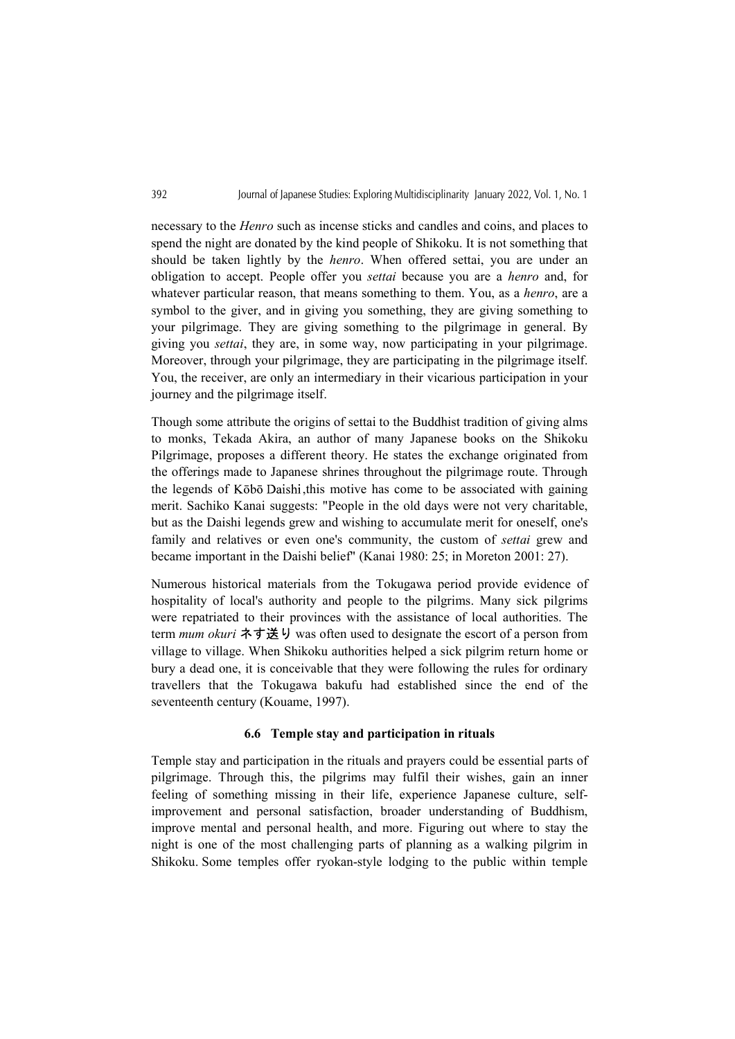necessary to the *Henro* such as incense sticks and candles and coins, and places to spend the night are donated by the kind people of Shikoku. It is not something that should be taken lightly by the *henro*. When offered settai, you are under an obligation to accept. People offer you *settai* because you are a *henro* and, for whatever particular reason, that means something to them. You, as a *henro*, are a symbol to the giver, and in giving you something, they are giving something to your pilgrimage. They are giving something to the pilgrimage in general. By giving you *settai*, they are, in some way, now participating in your pilgrimage. Moreover, through your pilgrimage, they are participating in the pilgrimage itself. You, the receiver, are only an intermediary in their vicarious participation in your journey and the pilgrimage itself.

Though some attribute the origins of settai to the Buddhist tradition of giving alms to monks, Tekada Akira, an author of many Japanese books on the Shikoku Pilgrimage, proposes a different theory. He states the exchange originated from the offerings made to Japanese shrines throughout the pilgrimage route. Through the legends of Kōbō Daishi,this motive has come to be associated with gaining merit. Sachiko Kanai suggests: "People in the old days were not very charitable, but as the Daishi legends grew and wishing to accumulate merit for oneself, one's family and relatives or even one's community, the custom of *settai* grew and became important in the Daishi belief" (Kanai 1980: 25; in Moreton 2001: 27).

Numerous historical materials from the Tokugawa period provide evidence of hospitality of local's authority and people to the pilgrims. Many sick pilgrims were repatriated to their provinces with the assistance of local authorities. The term *mum okuri* ネす送り was often used to designate the escort of a person from village to village. When Shikoku authorities helped a sick pilgrim return home or bury a dead one, it is conceivable that they were following the rules for ordinary travellers that the Tokugawa bakufu had established since the end of the seventeenth century (Kouame, 1997).

### 6.6 Temple stay and participation in rituals

Temple stay and participation in the rituals and prayers could be essential parts of pilgrimage. Through this, the pilgrims may fulfil their wishes, gain an inner feeling of something missing in their life, experience Japanese culture, self-improvement and personal satisfaction, broader understanding of Buddhism, improve mental and personal health, and more. Figuring out where to stay the night is one of the most challenging parts of planning as a walking pilgrim in Shikoku. Some temples offer ryokan-style lodging to the public within temple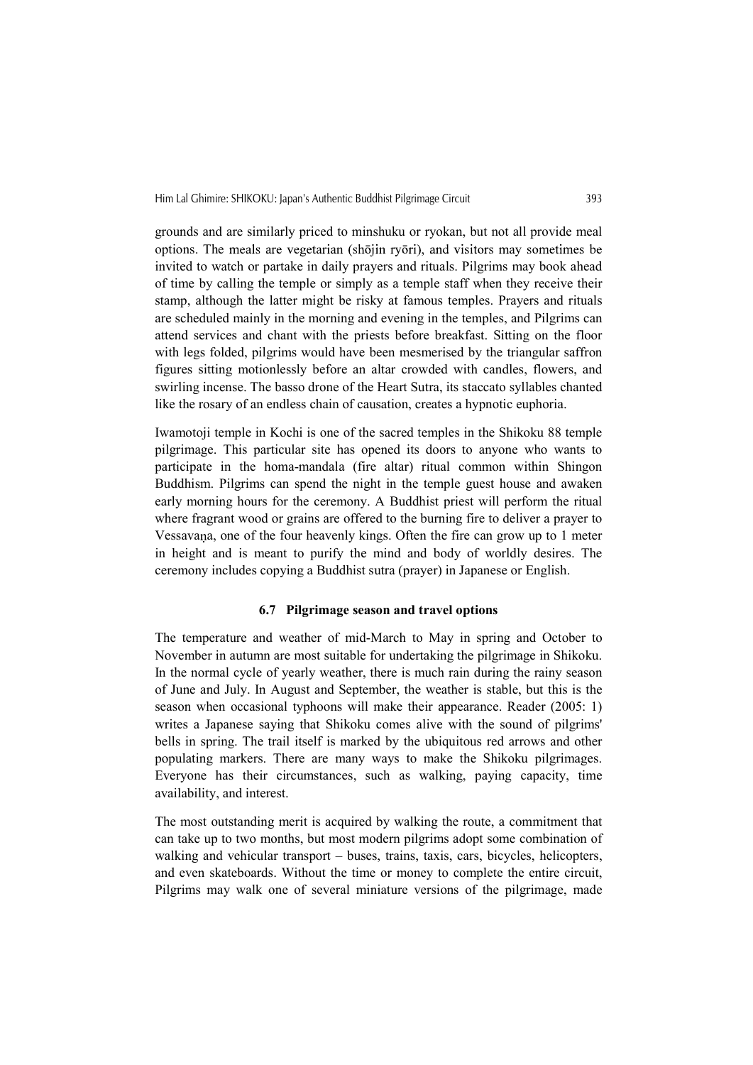grounds and are similarly priced to minshuku or ryokan, but not all provide meal options. The meals are vegetarian (shōjin ryōri), and visitors may sometimes be invited to watch or partake in daily prayers and rituals. Pilgrims may book ahead of time by calling the temple or simply as a temple staff when they receive their stamp, although the latter might be risky at famous temples. Prayers and rituals are scheduled mainly in the morning and evening in the temples, and Pilgrims can attend services and chant with the priests before breakfast. Sitting on the floor with legs folded, pilgrims would have been mesmerised by the triangular saffron figures sitting motionlessly before an altar crowded with candles, flowers, and swirling incense. The basso drone of the Heart Sutra, its staccato syllables chanted like the rosary of an endless chain of causation, creates a hypnotic euphoria.

Iwamotoji temple in Kochi is one of the sacred temples in the Shikoku 88 temple pilgrimage. This particular site has opened its doors to anyone who wants to participate in the homa-mandala (fire altar) ritual common within Shingon Buddhism. Pilgrims can spend the night in the temple guest house and awaken early morning hours for the ceremony. A Buddhist priest will perform the ritual where fragrant wood or grains are offered to the burning fire to deliver a prayer to Vessavaṇa, one of the four heavenly kings. Often the fire can grow up to 1 meter in height and is meant to purify the mind and body of worldly desires. The ceremony includes copying a Buddhist sutra (prayer) in Japanese or English.

### 6.7 Pilgrimage season and travel options

The temperature and weather of mid-March to May in spring and October to November in autumn are most suitable for undertaking the pilgrimage in Shikoku. In the normal cycle of yearly weather, there is much rain during the rainy season of June and July. In August and September, the weather is stable, but this is the season when occasional typhoons will make their appearance. Reader (2005: 1) writes a Japanese saying that Shikoku comes alive with the sound of pilgrims' bells in spring. The trail itself is marked by the ubiquitous red arrows and other populating markers. There are many ways to make the Shikoku pilgrimages. Everyone has their circumstances, such as walking, paying capacity, time availability, and interest.

The most outstanding merit is acquired by walking the route, a commitment that can take up to two months, but most modern pilgrims adopt some combination of walking and vehicular transport – buses, trains, taxis, cars, bicycles, helicopters, and even skateboards. Without the time or money to complete the entire circuit, Pilgrims may walk one of several miniature versions of the pilgrimage, made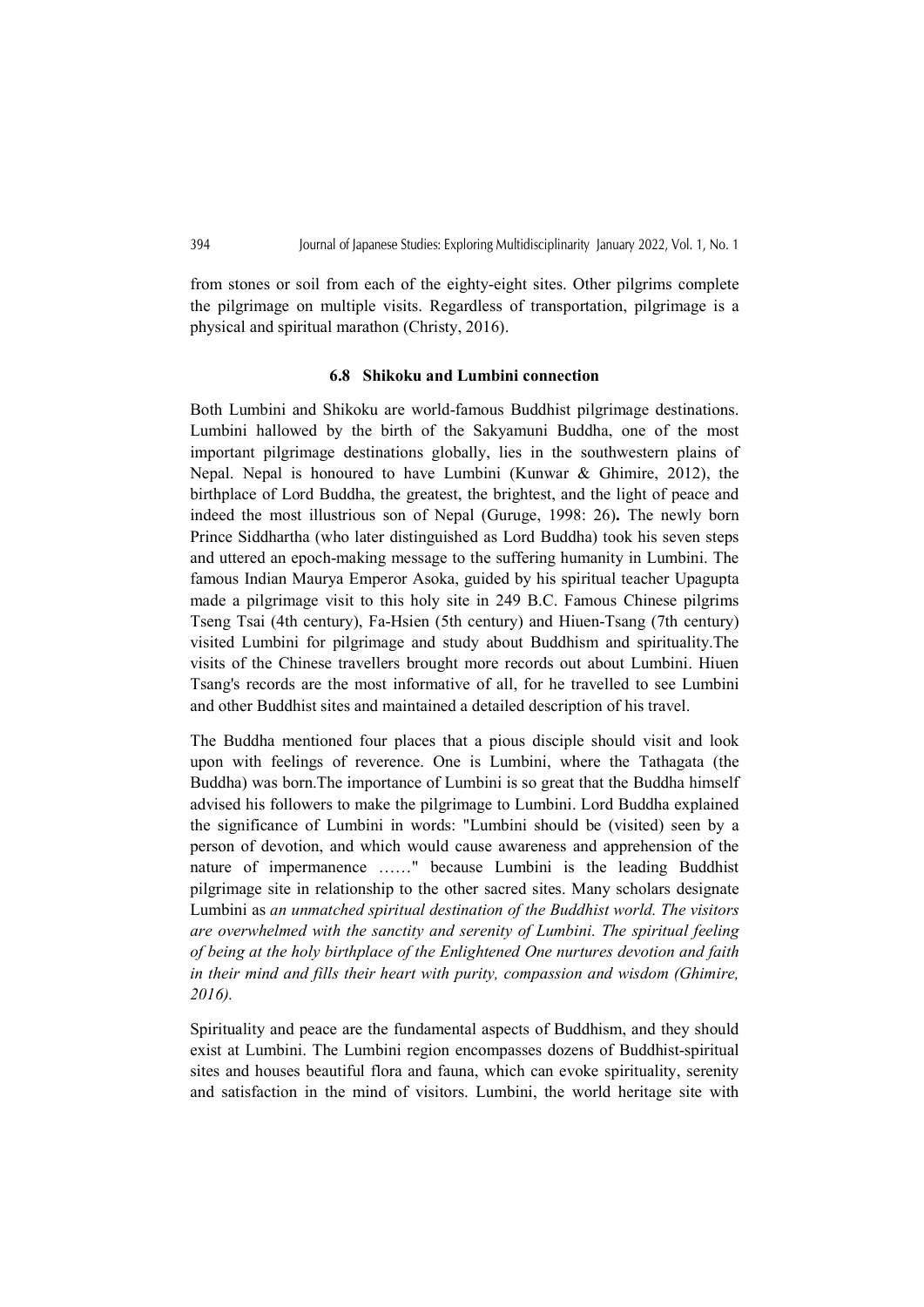from stones or soil from each of the eighty-eight sites. Other pilgrims complete the pilgrimage on multiple visits. Regardless of transportation, pilgrimage is a physical and spiritual marathon (Christy, 2016).

### 6.8 Shikoku and Lumbini connection

Both Lumbini and Shikoku are world-famous Buddhist pilgrimage destinations. Lumbini hallowed by the birth of the Sakyamuni Buddha, one of the most important pilgrimage destinations globally, lies in the southwestern plains of Nepal. Nepal is honoured to have Lumbini (Kunwar & Ghimire, 2012), the birthplace of Lord Buddha, the greatest, the brightest, and the light of peace and indeed the most illustrious son of Nepal (Guruge, 1998: 26)**.** The newly born Prince Siddhartha (who later distinguished as Lord Buddha) took his seven steps and uttered an epoch-making message to the suffering humanity in Lumbini. The famous Indian Maurya Emperor Asoka, guided by his spiritual teacher Upagupta made a pilgrimage visit to this holy site in 249 B.C. Famous Chinese pilgrims Tseng Tsai (4th century), Fa-Hsien (5th century) and Hiuen-Tsang (7th century) visited Lumbini for pilgrimage and study about Buddhism and spirituality.The visits of the Chinese travellers brought more records out about Lumbini. Hiuen Tsang's records are the most informative of all, for he travelled to see Lumbini and other Buddhist sites and maintained a detailed description of his travel.

The Buddha mentioned four places that a pious disciple should visit and look upon with feelings of reverence. One is Lumbini, where the Tathagata (the Buddha) was born.The importance of Lumbini is so great that the Buddha himself advised his followers to make the pilgrimage to Lumbini. Lord Buddha explained the significance of Lumbini in words: "Lumbini should be (visited) seen by a person of devotion, and which would cause awareness and apprehension of the nature of impermanence ……" because Lumbini is the leading Buddhist pilgrimage site in relationship to the other sacred sites. Many scholars designate Lumbini as *an unmatched spiritual destination of the Buddhist world. The visitors are overwhelmed with the sanctity and serenity of Lumbini. The spiritual feeling of being at the holy birthplace of the Enlightened One nurtures devotion and faith in their mind and fills their heart with purity, compassion and wisdom (Ghimire, 2016).*

Spirituality and peace are the fundamental aspects of Buddhism, and they should exist at Lumbini. The Lumbini region encompasses dozens of Buddhist-spiritual sites and houses beautiful flora and fauna, which can evoke spirituality, serenity and satisfaction in the mind of visitors. Lumbini, the world heritage site with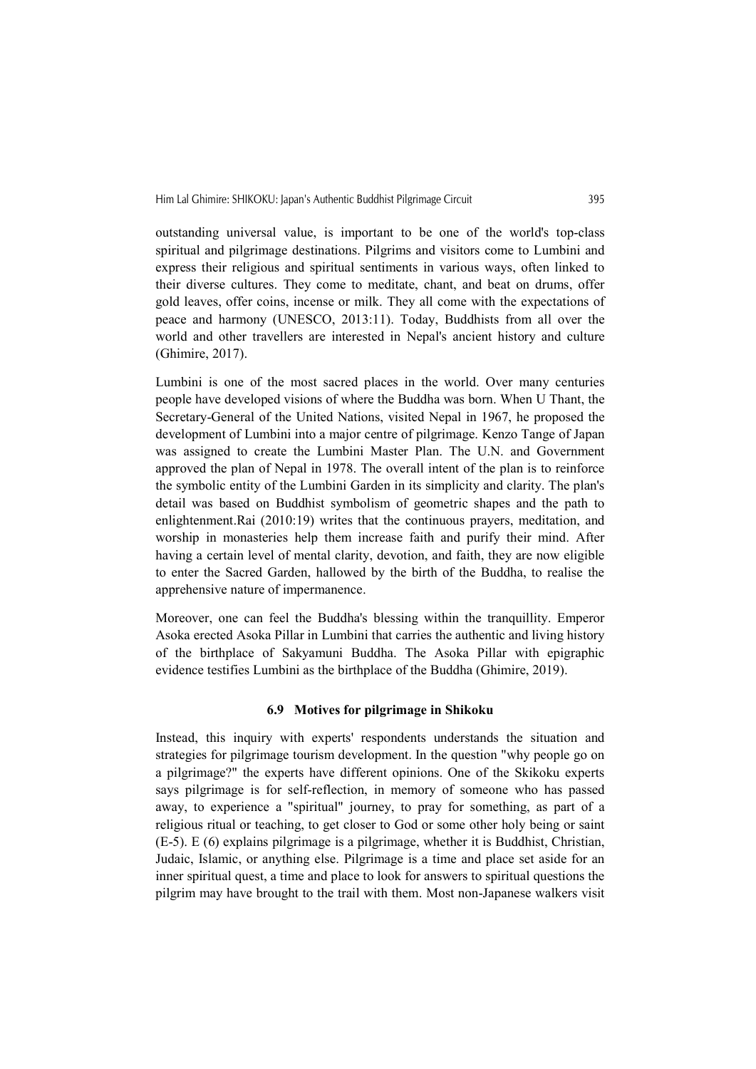outstanding universal value, is important to be one of the world's top-class spiritual and pilgrimage destinations. Pilgrims and visitors come to Lumbini and express their religious and spiritual sentiments in various ways, often linked to their diverse cultures. They come to meditate, chant, and beat on drums, offer gold leaves, offer coins, incense or milk. They all come with the expectations of peace and harmony (UNESCO, 2013:11). Today, Buddhists from all over the world and other travellers are interested in Nepal's ancient history and culture (Ghimire, 2017).

Lumbini is one of the most sacred places in the world. Over many centuries people have developed visions of where the Buddha was born. When U Thant, the Secretary-General of the United Nations, visited Nepal in 1967, he proposed the development of Lumbini into a major centre of pilgrimage. Kenzo Tange of Japan was assigned to create the Lumbini Master Plan. The U.N. and Government approved the plan of Nepal in 1978. The overall intent of the plan is to reinforce the symbolic entity of the Lumbini Garden in its simplicity and clarity. The plan's detail was based on Buddhist symbolism of geometric shapes and the path to enlightenment.Rai (2010:19) writes that the continuous prayers, meditation, and worship in monasteries help them increase faith and purify their mind. After having a certain level of mental clarity, devotion, and faith, they are now eligible to enter the Sacred Garden, hallowed by the birth of the Buddha, to realise the apprehensive nature of impermanence.

Moreover, one can feel the Buddha's blessing within the tranquillity. Emperor Asoka erected Asoka Pillar in Lumbini that carries the authentic and living history of the birthplace of Sakyamuni Buddha. The Asoka Pillar with epigraphic evidence testifies Lumbini as the birthplace of the Buddha (Ghimire, 2019).

### 6.9 Motives for pilgrimage in Shikoku

Instead, this inquiry with experts' respondents understands the situation and strategies for pilgrimage tourism development. In the question "why people go on a pilgrimage?" the experts have different opinions. One of the Skikoku experts says pilgrimage is for self-reflection, in memory of someone who has passed away, to experience a "spiritual" journey, to pray for something, as part of a religious ritual or teaching, to get closer to God or some other holy being or saint (E-5). E (6) explains pilgrimage is a pilgrimage, whether it is Buddhist, Christian, Judaic, Islamic, or anything else. Pilgrimage is a time and place set aside for an inner spiritual quest, a time and place to look for answers to spiritual questions the pilgrim may have brought to the trail with them. Most non-Japanese walkers visit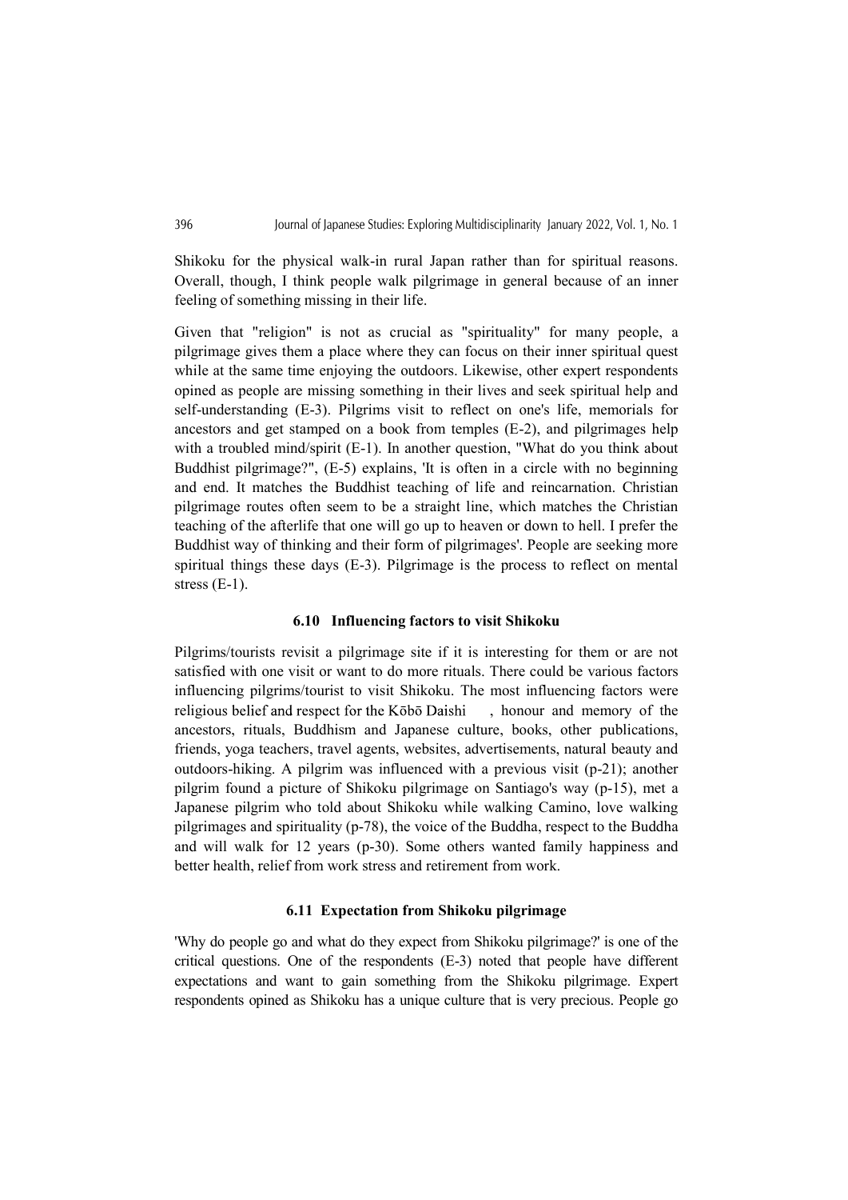Shikoku for the physical walk-in rural Japan rather than for spiritual reasons. Overall, though, I think people walk pilgrimage in general because of an inner feeling of something missing in their life.

Given that "religion" is not as crucial as "spirituality" for many people, a pilgrimage gives them a place where they can focus on their inner spiritual quest while at the same time enjoying the outdoors. Likewise, other expert respondents opined as people are missing something in their lives and seek spiritual help and self-understanding (E-3). Pilgrims visit to reflect on one's life, memorials for ancestors and get stamped on a book from temples (E-2), and pilgrimages help with a troubled mind/spirit (E-1). In another question, "What do you think about Buddhist pilgrimage?", (E-5) explains, 'It is often in a circle with no beginning and end. It matches the Buddhist teaching of life and reincarnation. Christian pilgrimage routes often seem to be a straight line, which matches the Christian teaching of the afterlife that one will go up to heaven or down to hell. I prefer the Buddhist way of thinking and their form of pilgrimages'. People are seeking more spiritual things these days (E-3). Pilgrimage is the process to reflect on mental stress (E-1).

### 6.10 Influencing factors to visit Shikoku

Pilgrims/tourists revisit a pilgrimage site if it is interesting for them or are not satisfied with one visit or want to do more rituals. There could be various factors influencing pilgrims/tourist to visit Shikoku. The most influencing factors were religious belief and respect for the Kōbō Daishi , honour and memory of the ancestors, rituals, Buddhism and Japanese culture, books, other publications, friends, yoga teachers, travel agents, websites, advertisements, natural beauty and outdoors-hiking. A pilgrim was influenced with a previous visit (p-21); another pilgrim found a picture of Shikoku pilgrimage on Santiago's way (p-15), met a Japanese pilgrim who told about Shikoku while walking Camino, love walking pilgrimages and spirituality (p-78), the voice of the Buddha, respect to the Buddha and will walk for 12 years (p-30). Some others wanted family happiness and better health, relief from work stress and retirement from work.

### 6.11 Expectation from Shikoku pilgrimage

'Why do people go and what do they expect from Shikoku pilgrimage?' is one of the critical questions. One of the respondents (E-3) noted that people have different expectations and want to gain something from the Shikoku pilgrimage. Expert respondents opined as Shikoku has a unique culture that is very precious. People go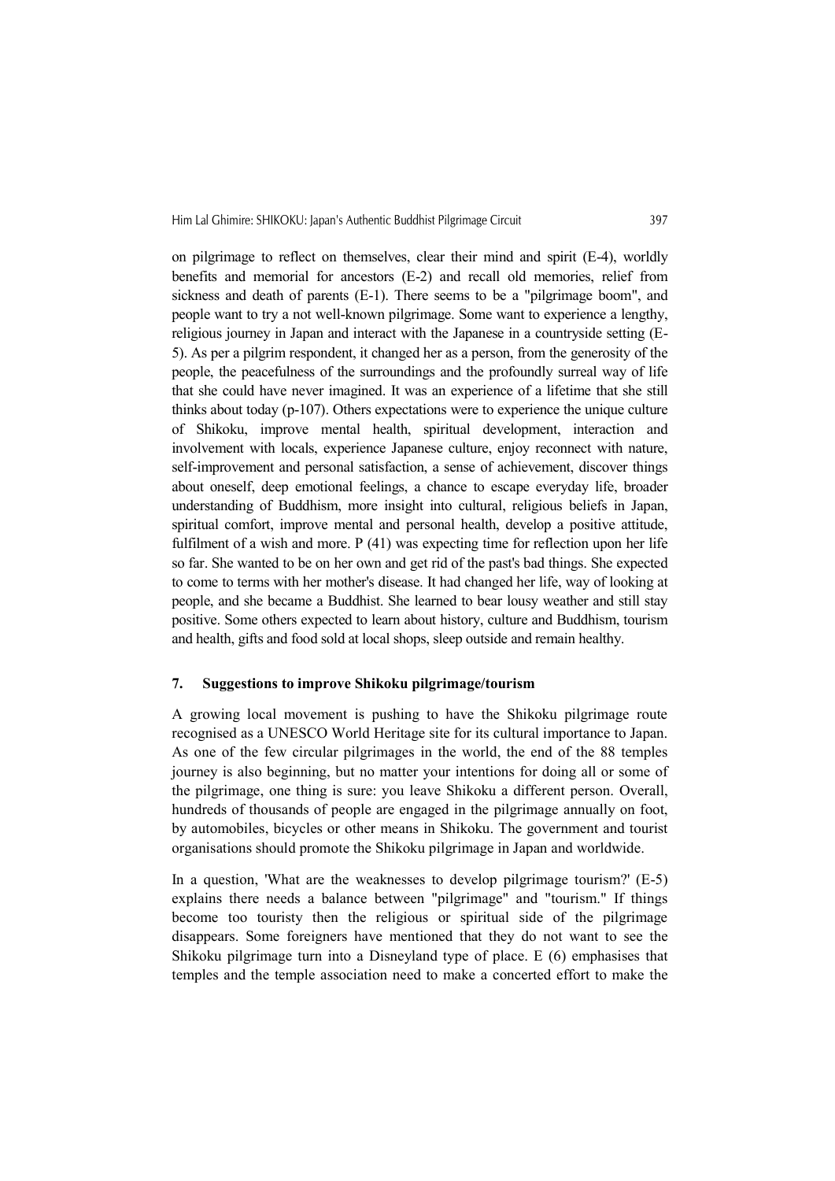on pilgrimage to reflect on themselves, clear their mind and spirit (E-4), worldly benefits and memorial for ancestors (E-2) and recall old memories, relief from sickness and death of parents (E-1). There seems to be a "pilgrimage boom", and people want to try a not well-known pilgrimage. Some want to experience a lengthy, religious journey in Japan and interact with the Japanese in a countryside setting (E-5). As per a pilgrim respondent, it changed her as a person, from the generosity of the people, the peacefulness of the surroundings and the profoundly surreal way of life that she could have never imagined. It was an experience of a lifetime that she still thinks about today (p-107). Others expectations were to experience the unique culture of Shikoku, improve mental health, spiritual development, interaction and involvement with locals, experience Japanese culture, enjoy reconnect with nature, self-improvement and personal satisfaction, a sense of achievement, discover things about oneself, deep emotional feelings, a chance to escape everyday life, broader understanding of Buddhism, more insight into cultural, religious beliefs in Japan, spiritual comfort, improve mental and personal health, develop a positive attitude, fulfilment of a wish and more. P (41) was expecting time for reflection upon her life so far. She wanted to be on her own and get rid of the past's bad things. She expected to come to terms with her mother's disease. It had changed her life, way of looking at people, and she became a Buddhist. She learned to bear lousy weather and still stay positive. Some others expected to learn about history, culture and Buddhism, tourism and health, gifts and food sold at local shops, sleep outside and remain healthy.

## 7. Suggestions to improve Shikoku pilgrimage/tourism

A growing local movement is pushing to have the Shikoku pilgrimage route recognised as a UNESCO World Heritage site for its cultural importance to Japan. As one of the few circular pilgrimages in the world, the end of the 88 temples journey is also beginning, but no matter your intentions for doing all or some of the pilgrimage, one thing is sure: you leave Shikoku a different person. Overall, hundreds of thousands of people are engaged in the pilgrimage annually on foot, by automobiles, bicycles or other means in Shikoku. The government and tourist organisations should promote the Shikoku pilgrimage in Japan and worldwide.

In a question, 'What are the weaknesses to develop pilgrimage tourism?' (E-5) explains there needs a balance between "pilgrimage" and "tourism." If things become too touristy then the religious or spiritual side of the pilgrimage disappears. Some foreigners have mentioned that they do not want to see the Shikoku pilgrimage turn into a Disneyland type of place. E (6) emphasises that temples and the temple association need to make a concerted effort to make the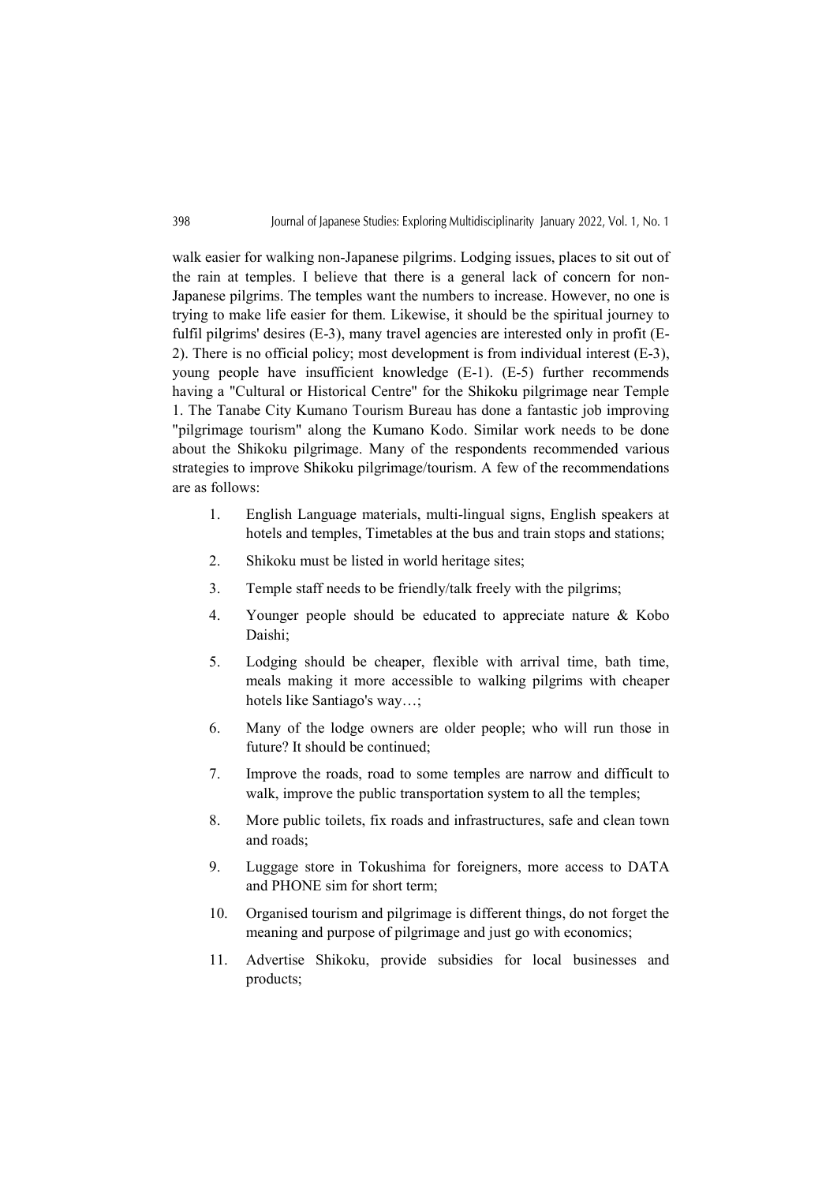walk easier for walking non-Japanese pilgrims. Lodging issues, places to sit out of the rain at temples. I believe that there is a general lack of concern for non-Japanese pilgrims. The temples want the numbers to increase. However, no one is trying to make life easier for them. Likewise, it should be the spiritual journey to fulfil pilgrims' desires (E-3), many travel agencies are interested only in profit (E-2). There is no official policy; most development is from individual interest (E-3), young people have insufficient knowledge (E-1). (E-5) further recommends having a "Cultural or Historical Centre" for the Shikoku pilgrimage near Temple 1. The Tanabe City Kumano Tourism Bureau has done a fantastic job improving "pilgrimage tourism" along the Kumano Kodo. Similar work needs to be done about the Shikoku pilgrimage. Many of the respondents recommended various strategies to improve Shikoku pilgrimage/tourism. A few of the recommendations are as follows:

1. English Language materials, multi-lingual signs, English speakers at hotels and temples, Timetables at the bus and train stops and stations;
2. Shikoku must be listed in world heritage sites;
3. Temple staff needs to be friendly/talk freely with the pilgrims;
4. Younger people should be educated to appreciate nature & Kobo Daishi;
5. Lodging should be cheaper, flexible with arrival time, bath time, meals making it more accessible to walking pilgrims with cheaper hotels like Santiago's way…;
6. Many of the lodge owners are older people; who will run those in future? It should be continued;
7. Improve the roads, road to some temples are narrow and difficult to walk, improve the public transportation system to all the temples;
8. More public toilets, fix roads and infrastructures, safe and clean town and roads;
9. Luggage store in Tokushima for foreigners, more access to DATA and PHONE sim for short term;
10. Organised tourism and pilgrimage is different things, do not forget the meaning and purpose of pilgrimage and just go with economics;
11. Advertise Shikoku, provide subsidies for local businesses and products;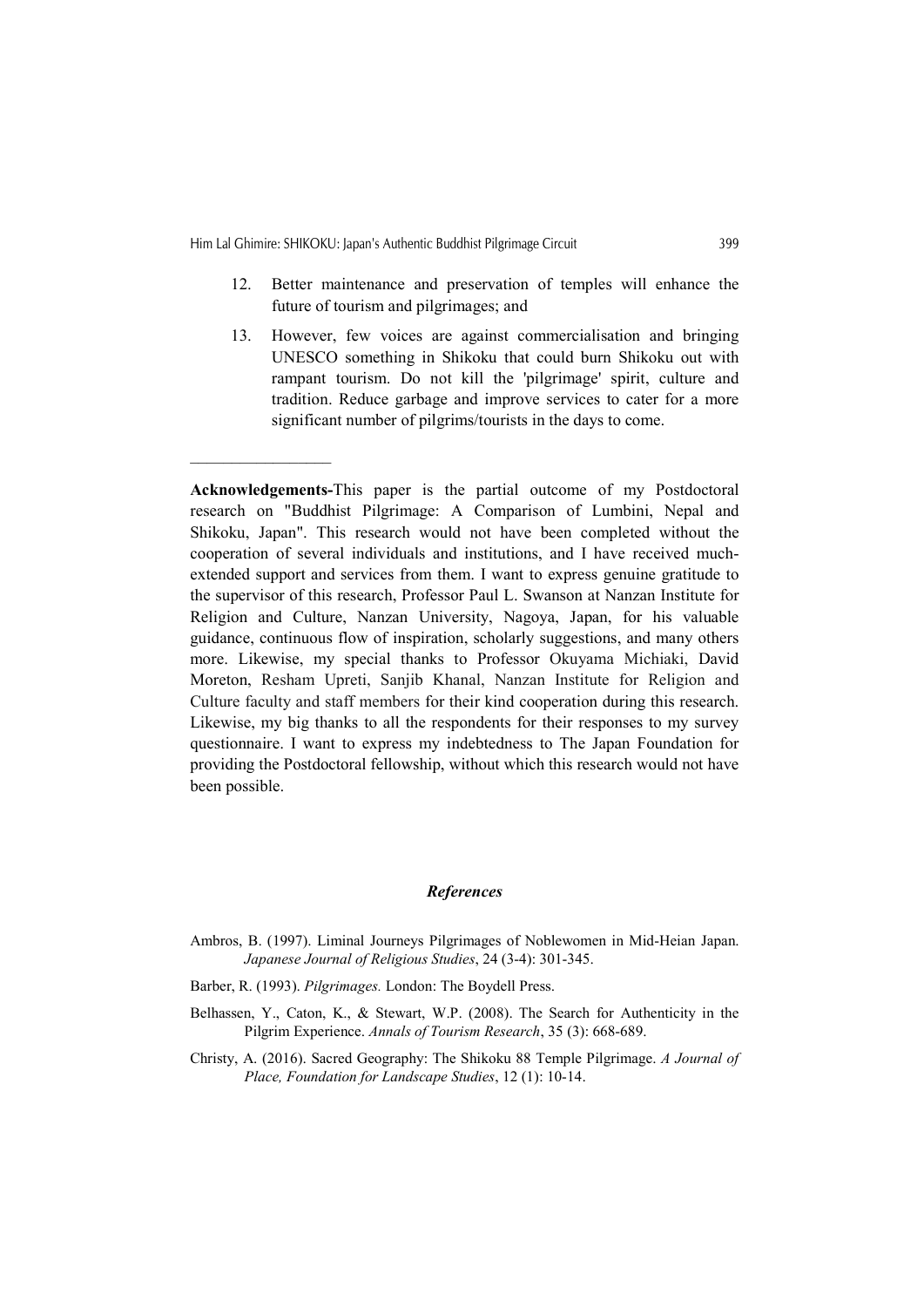12. Better maintenance and preservation of temples will enhance the future of tourism and pilgrimages; and

13. However, few voices are against commercialisation and bringing UNESCO something in Shikoku that could burn Shikoku out with rampant tourism. Do not kill the 'pilgrimage' spirit, culture and tradition. Reduce garbage and improve services to cater for a more significant number of pilgrims/tourists in the days to come.

---

**Acknowledgements-**This paper is the partial outcome of my Postdoctoral research on "Buddhist Pilgrimage: A Comparison of Lumbini, Nepal and Shikoku, Japan". This research would not have been completed without the cooperation of several individuals and institutions, and I have received much-extended support and services from them. I want to express genuine gratitude to the supervisor of this research, Professor Paul L. Swanson at Nanzan Institute for Religion and Culture, Nanzan University, Nagoya, Japan, for his valuable guidance, continuous flow of inspiration, scholarly suggestions, and many others more. Likewise, my special thanks to Professor Okuyama Michiaki, David Moreton, Resham Upreti, Sanjib Khanal, Nanzan Institute for Religion and Culture faculty and staff members for their kind cooperation during this research. Likewise, my big thanks to all the respondents for their responses to my survey questionnaire. I want to express my indebtedness to The Japan Foundation for providing the Postdoctoral fellowship, without which this research would not have been possible.

## *References*

Ambros, B. (1997). Liminal Journeys Pilgrimages of Noblewomen in Mid-Heian Japan. *Japanese Journal of Religious Studies*, 24 (3-4): 301-345.

Barber, R. (1993). *Pilgrimages.* London: The Boydell Press.

Belhassen, Y., Caton, K., & Stewart, W.P. (2008). The Search for Authenticity in the Pilgrim Experience. *Annals of Tourism Research*, 35 (3): 668-689.

Christy, A. (2016). Sacred Geography: The Shikoku 88 Temple Pilgrimage. *A Journal of Place, Foundation for Landscape Studies*, 12 (1): 10-14.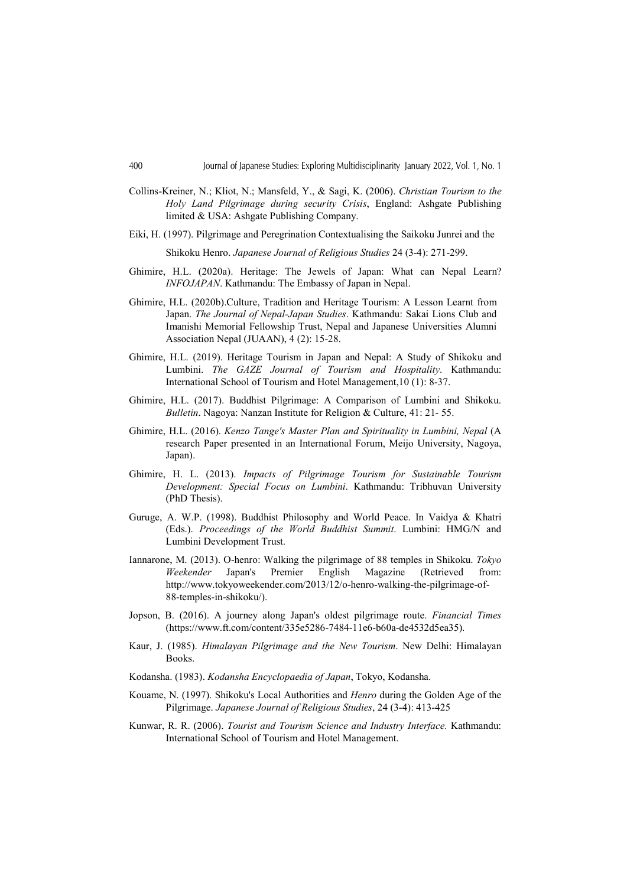Collins-Kreiner, N.; Kliot, N.; Mansfeld, Y., & Sagi, K. (2006). *Christian Tourism to the Holy Land Pilgrimage during security Crisis*, England: Ashgate Publishing limited & USA: Ashgate Publishing Company.

Eiki, H. (1997). Pilgrimage and Peregrination Contextualising the Saikoku Junrei and the Shikoku Henro. *Japanese Journal of Religious Studies* 24 (3-4): 271-299.

Ghimire, H.L. (2020a). Heritage: The Jewels of Japan: What can Nepal Learn? *INFOJAPAN*. Kathmandu: The Embassy of Japan in Nepal.

Ghimire, H.L. (2020b).Culture, Tradition and Heritage Tourism: A Lesson Learnt from Japan. *The Journal of Nepal-Japan Studies*. Kathmandu: Sakai Lions Club and Imanishi Memorial Fellowship Trust, Nepal and Japanese Universities Alumni Association Nepal (JUAAN), 4 (2): 15-28.

Ghimire, H.L. (2019). Heritage Tourism in Japan and Nepal: A Study of Shikoku and Lumbini. *The GAZE Journal of Tourism and Hospitality*. Kathmandu: International School of Tourism and Hotel Management,10 (1): 8-37.

Ghimire, H.L. (2017). Buddhist Pilgrimage: A Comparison of Lumbini and Shikoku. *Bulletin*. Nagoya: Nanzan Institute for Religion & Culture, 41: 21- 55.

Ghimire, H.L. (2016). *Kenzo Tange's Master Plan and Spirituality in Lumbini, Nepal* (A research Paper presented in an International Forum, Meijo University, Nagoya, Japan).

Ghimire, H. L. (2013). *Impacts of Pilgrimage Tourism for Sustainable Tourism Development: Special Focus on Lumbini*. Kathmandu: Tribhuvan University (PhD Thesis).

Guruge, A. W.P. (1998). Buddhist Philosophy and World Peace. In Vaidya & Khatri (Eds.). *Proceedings of the World Buddhist Summit*. Lumbini: HMG/N and Lumbini Development Trust.

Iannarone, M. (2013). O-henro: Walking the pilgrimage of 88 temples in Shikoku. *Tokyo Weekender* Japan's Premier English Magazine (Retrieved from: http://www.tokyoweekender.com/2013/12/o-henro-walking-the-pilgrimage-of-88-temples-in-shikoku/).

Jopson, B. (2016). A journey along Japan's oldest pilgrimage route. *Financial Times* (https://www.ft.com/content/335e5286-7484-11e6-b60a-de4532d5ea35).

Kaur, J. (1985). *Himalayan Pilgrimage and the New Tourism*. New Delhi: Himalayan Books.

Kodansha. (1983). *Kodansha Encyclopaedia of Japan*, Tokyo, Kodansha.

Kouame, N. (1997). Shikoku's Local Authorities and *Henro* during the Golden Age of the Pilgrimage. *Japanese Journal of Religious Studies*, 24 (3-4): 413-425

Kunwar, R. R. (2006). *Tourist and Tourism Science and Industry Interface.* Kathmandu: International School of Tourism and Hotel Management.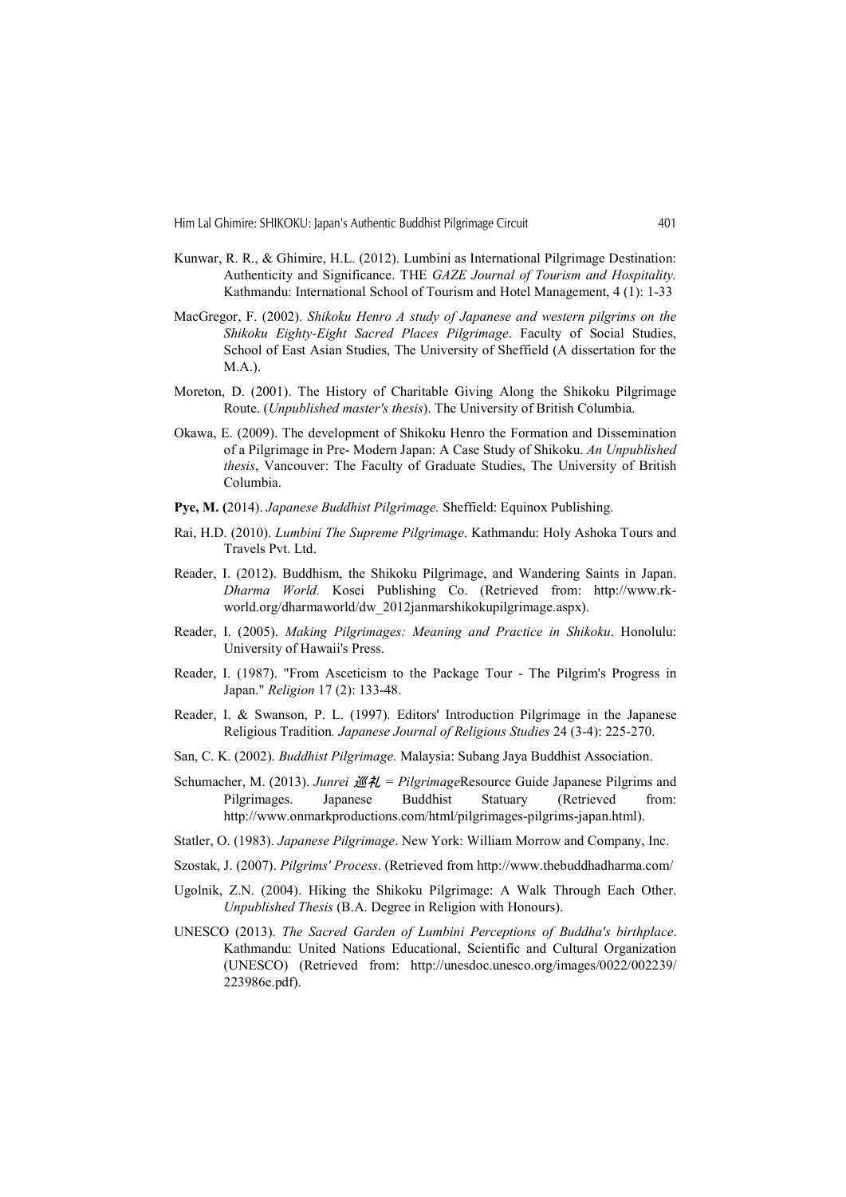Kunwar, R. R., & Ghimire, H.L. (2012). Lumbini as International Pilgrimage Destination: Authenticity and Significance. THE *GAZE Journal of Tourism and Hospitality.* Kathmandu: International School of Tourism and Hotel Management, 4 (1): 1-33

MacGregor, F. (2002). *Shikoku Henro A study of Japanese and western pilgrims on the Shikoku Eighty-Eight Sacred Places Pilgrimage*. Faculty of Social Studies, School of East Asian Studies, The University of Sheffield (A dissertation for the M.A.).

Moreton, D. (2001). The History of Charitable Giving Along the Shikoku Pilgrimage Route. (*Unpublished master's thesis*). The University of British Columbia.

Okawa, E. (2009). The development of Shikoku Henro the Formation and Dissemination of a Pilgrimage in Pre- Modern Japan: A Case Study of Shikoku. *An Unpublished thesis*, Vancouver: The Faculty of Graduate Studies, The University of British Columbia.

**Pye, M. (**2014). *Japanese Buddhist Pilgrimage.* Sheffield: Equinox Publishing.

Rai, H.D. (2010). *Lumbini The Supreme Pilgrimage*. Kathmandu: Holy Ashoka Tours and Travels Pvt. Ltd.

Reader, I. (2012). Buddhism, the Shikoku Pilgrimage, and Wandering Saints in Japan. *Dharma World.* Kosei Publishing Co. (Retrieved from: http://www.rk-world.org/dharmaworld/dw_2012janmarshikokupilgrimage.aspx).

Reader, I. (2005). *Making Pilgrimages: Meaning and Practice in Shikoku*. Honolulu: University of Hawaii's Press.

Reader, I. (1987). "From Asceticism to the Package Tour - The Pilgrim's Progress in Japan." *Religion* 17 (2): 133-48.

Reader, I. & Swanson, P. L. (1997). Editors' Introduction Pilgrimage in the Japanese Religious Tradition*. Japanese Journal of Religious Studies* 24 (3-4): 225-270.

San, C. K. (2002). *Buddhist Pilgrimage*. Malaysia: Subang Jaya Buddhist Association.

Schumacher, M. (2013). *Junrei 巡礼 = Pilgrimage*Resource Guide Japanese Pilgrims and Pilgrimages. Japanese Buddhist Statuary (Retrieved from: http://www.onmarkproductions.com/html/pilgrimages-pilgrims-japan.html).

Statler, O. (1983). *Japanese Pilgrimage*. New York: William Morrow and Company, Inc.

Szostak, J. (2007). *Pilgrims' Process*. (Retrieved from http://www.thebuddhadharma.com/

Ugolnik, Z.N. (2004). Hiking the Shikoku Pilgrimage: A Walk Through Each Other. *Unpublished Thesis* (B.A. Degree in Religion with Honours).

UNESCO (2013). *The Sacred Garden of Lumbini Perceptions of Buddha's birthplace*. Kathmandu: United Nations Educational, Scientific and Cultural Organization (UNESCO) (Retrieved from: http://unesdoc.unesco.org/images/0022/002239/223986e.pdf).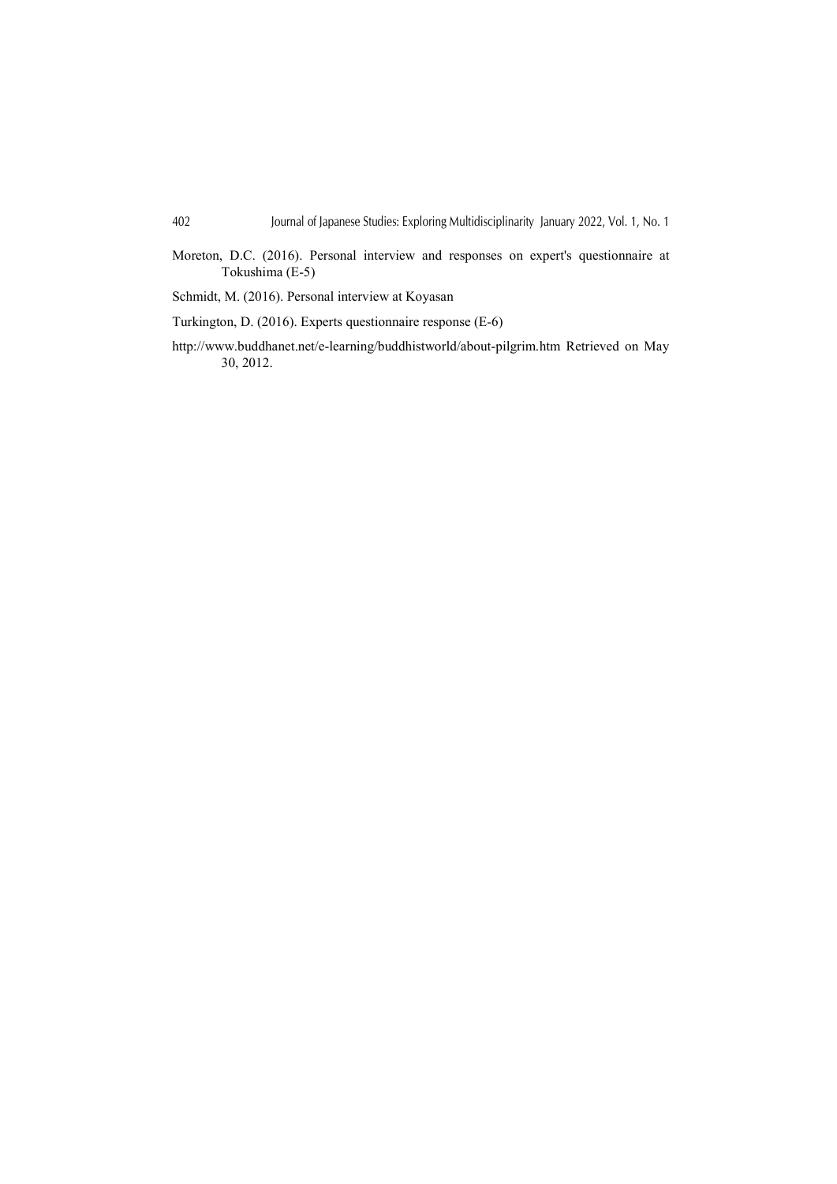Moreton, D.C. (2016). Personal interview and responses on expert's questionnaire at Tokushima (E-5)

Schmidt, M. (2016). Personal interview at Koyasan

Turkington, D. (2016). Experts questionnaire response (E-6)

http://www.buddhanet.net/e-learning/buddhistworld/about-pilgrim.htm Retrieved on May 30, 2012.